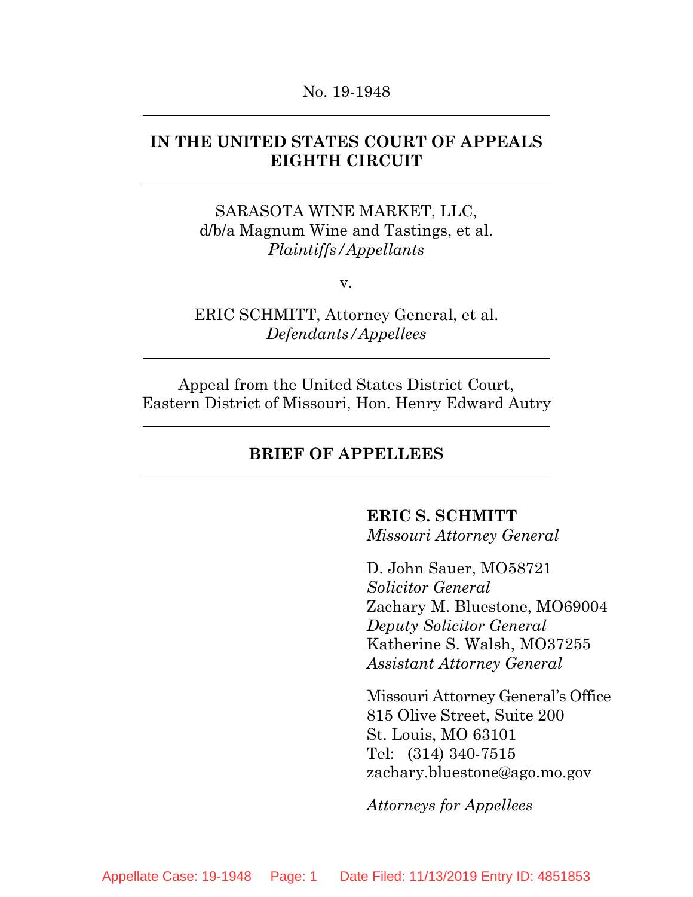No. 19-1948

---

**IN THE UNITED STATES COURT OF APPEALS**
**EIGHTH CIRCUIT**

---

SARASOTA WINE MARKET, LLC,
d/b/a Magnum Wine and Tastings, et al.
*Plaintiffs/Appellants*

v.

ERIC SCHMITT, Attorney General, et al.
*Defendants/Appellees*

---

Appeal from the United States District Court,
Eastern District of Missouri, Hon. Henry Edward Autry

---

**BRIEF OF APPELLEES**

---

**ERIC S. SCHMITT**
*Missouri Attorney General*

D. John Sauer, MO58721
*Solicitor General*
Zachary M. Bluestone, MO69004
*Deputy Solicitor General*
Katherine S. Walsh, MO37255
*Assistant Attorney General*

Missouri Attorney General's Office
815 Olive Street, Suite 200
St. Louis, MO 63101
Tel: (314) 340-7515
zachary.bluestone@ago.mo.gov

*Attorneys for Appellees*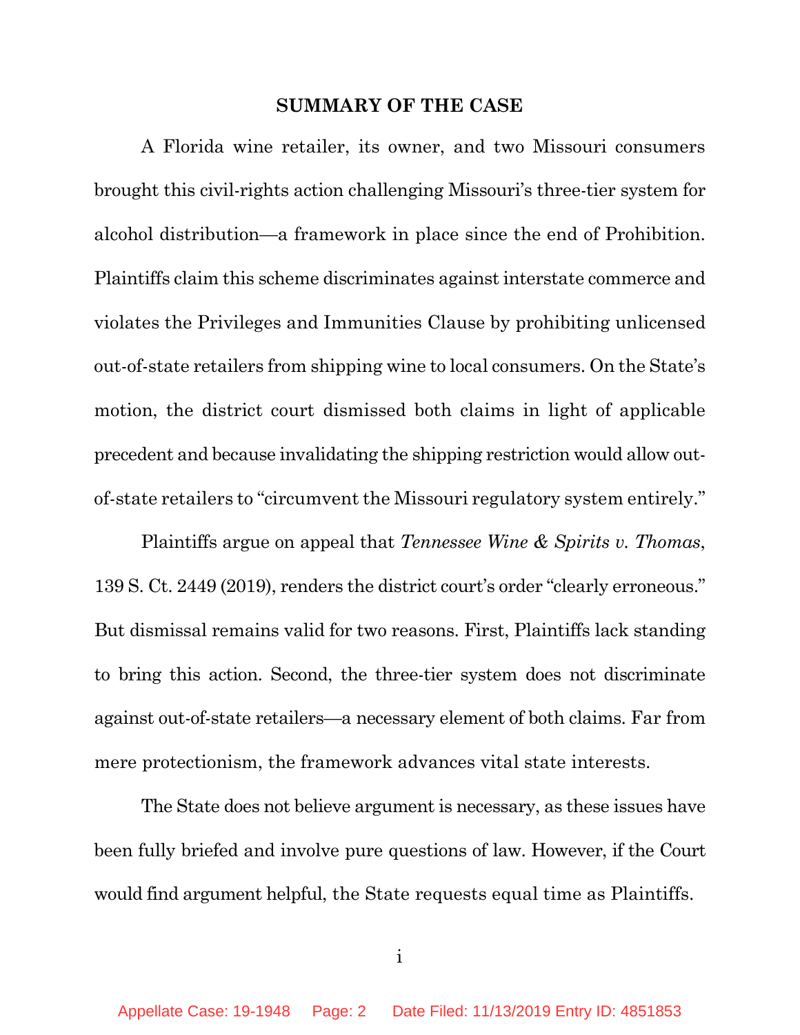## SUMMARY OF THE CASE

A Florida wine retailer, its owner, and two Missouri consumers brought this civil-rights action challenging Missouri's three-tier system for alcohol distribution—a framework in place since the end of Prohibition. Plaintiffs claim this scheme discriminates against interstate commerce and violates the Privileges and Immunities Clause by prohibiting unlicensed out-of-state retailers from shipping wine to local consumers. On the State's motion, the district court dismissed both claims in light of applicable precedent and because invalidating the shipping restriction would allow out-of-state retailers to "circumvent the Missouri regulatory system entirely."

Plaintiffs argue on appeal that *Tennessee Wine & Spirits v. Thomas*, 139 S. Ct. 2449 (2019), renders the district court's order "clearly erroneous." But dismissal remains valid for two reasons. First, Plaintiffs lack standing to bring this action. Second, the three-tier system does not discriminate against out-of-state retailers—a necessary element of both claims. Far from mere protectionism, the framework advances vital state interests.

The State does not believe argument is necessary, as these issues have been fully briefed and involve pure questions of law. However, if the Court would find argument helpful, the State requests equal time as Plaintiffs.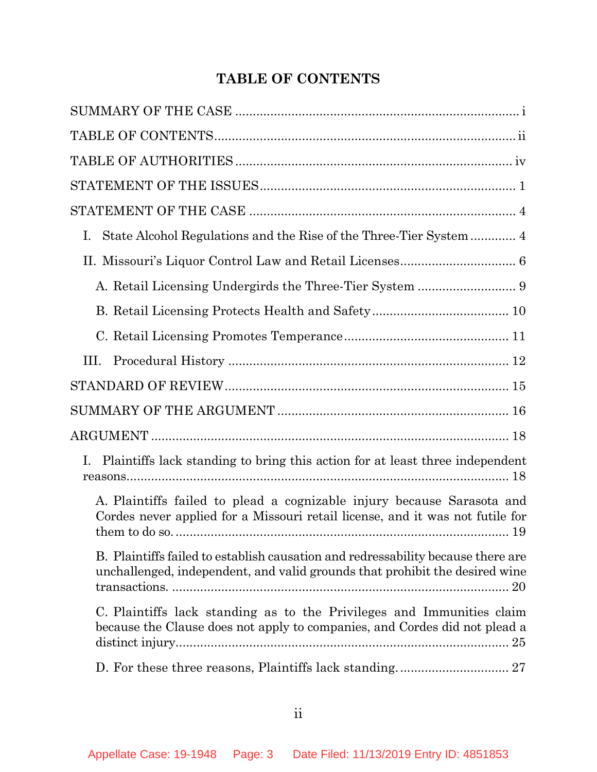# TABLE OF CONTENTS

SUMMARY OF THE CASE ........................................................................ i

TABLE OF CONTENTS ........................................................................ ii

TABLE OF AUTHORITIES ........................................................................ iv

STATEMENT OF THE ISSUES ........................................................................ 1

STATEMENT OF THE CASE ........................................................................ 4

- I. State Alcohol Regulations and the Rise of the Three-Tier System ............ 4
- II. Missouri's Liquor Control Law and Retail Licenses ................................ 6
  - A. Retail Licensing Undergirds the Three-Tier System ............................ 9
  - B. Retail Licensing Protects Health and Safety ...................................... 10
  - C. Retail Licensing Promotes Temperance .............................................. 11
- III. Procedural History ........................................................................ 12

STANDARD OF REVIEW ........................................................................ 15

SUMMARY OF THE ARGUMENT ........................................................................ 16

ARGUMENT ........................................................................ 18

- I. Plaintiffs lack standing to bring this action for at least three independent reasons ........................................................................ 18
  - A. Plaintiffs failed to plead a cognizable injury because Sarasota and Cordes never applied for a Missouri retail license, and it was not futile for them to do so. ........................................................................ 19
  - B. Plaintiffs failed to establish causation and redressability because there are unchallenged, independent, and valid grounds that prohibit the desired wine transactions. ........................................................................ 20
  - C. Plaintiffs lack standing as to the Privileges and Immunities claim because the Clause does not apply to companies, and Cordes did not plead a distinct injury ........................................................................ 25
  - D. For these three reasons, Plaintiffs lack standing. ................................ 27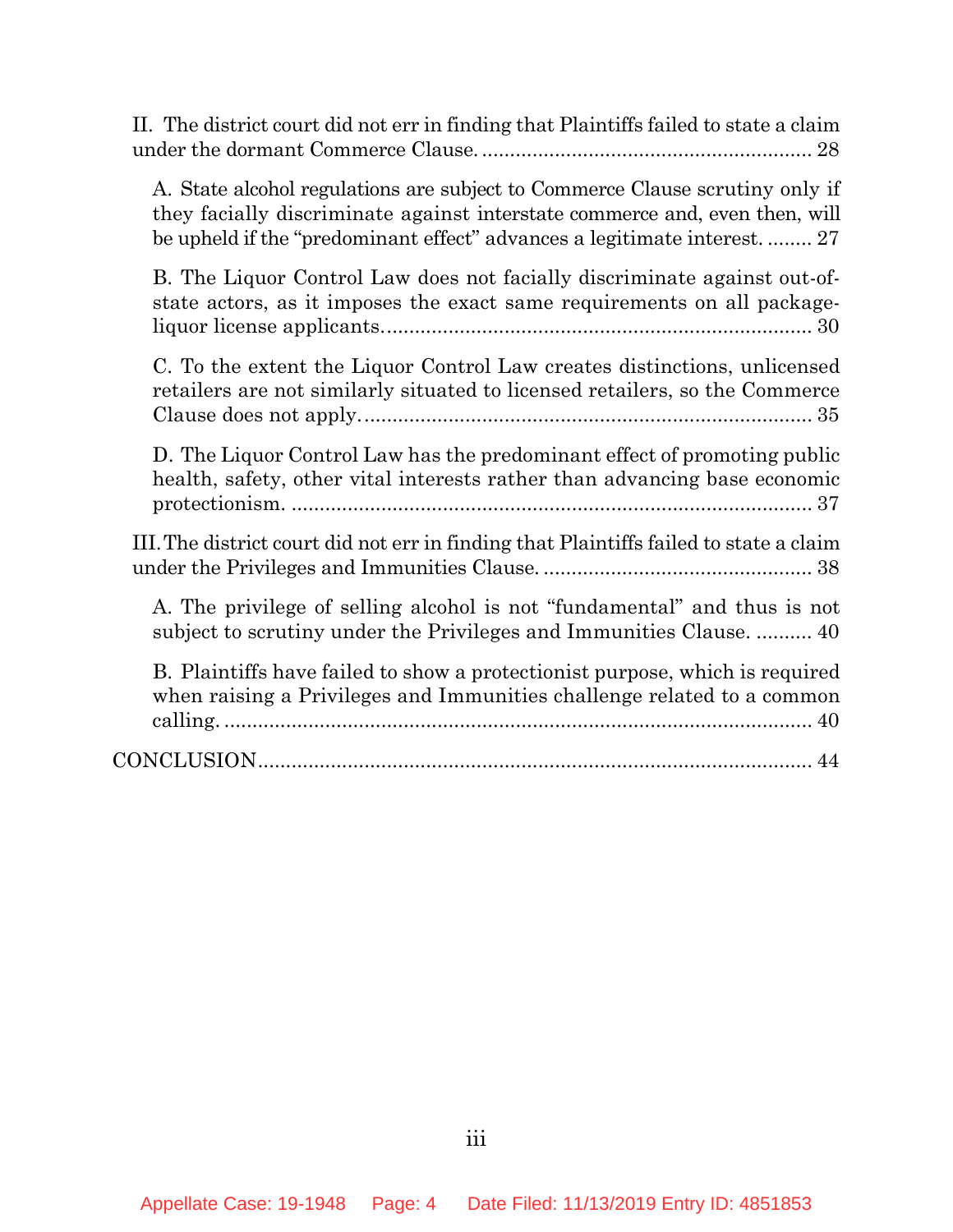II. The district court did not err in finding that Plaintiffs failed to state a claim under the dormant Commerce Clause. ........................................................... 28

A. State alcohol regulations are subject to Commerce Clause scrutiny only if they facially discriminate against interstate commerce and, even then, will be upheld if the "predominant effect" advances a legitimate interest. ........ 27

B. The Liquor Control Law does not facially discriminate against out-of-state actors, as it imposes the exact same requirements on all package-liquor license applicants. ............................................................................ 30

C. To the extent the Liquor Control Law creates distinctions, unlicensed retailers are not similarly situated to licensed retailers, so the Commerce Clause does not apply. ................................................................................ 35

D. The Liquor Control Law has the predominant effect of promoting public health, safety, other vital interests rather than advancing base economic protectionism. ............................................................................................ 37

III. The district court did not err in finding that Plaintiffs failed to state a claim under the Privileges and Immunities Clause. ................................................ 38

A. The privilege of selling alcohol is not "fundamental" and thus is not subject to scrutiny under the Privileges and Immunities Clause. .......... 40

B. Plaintiffs have failed to show a protectionist purpose, which is required when raising a Privileges and Immunities challenge related to a common calling. ......................................................................................................... 40

CONCLUSION.................................................................................................... 44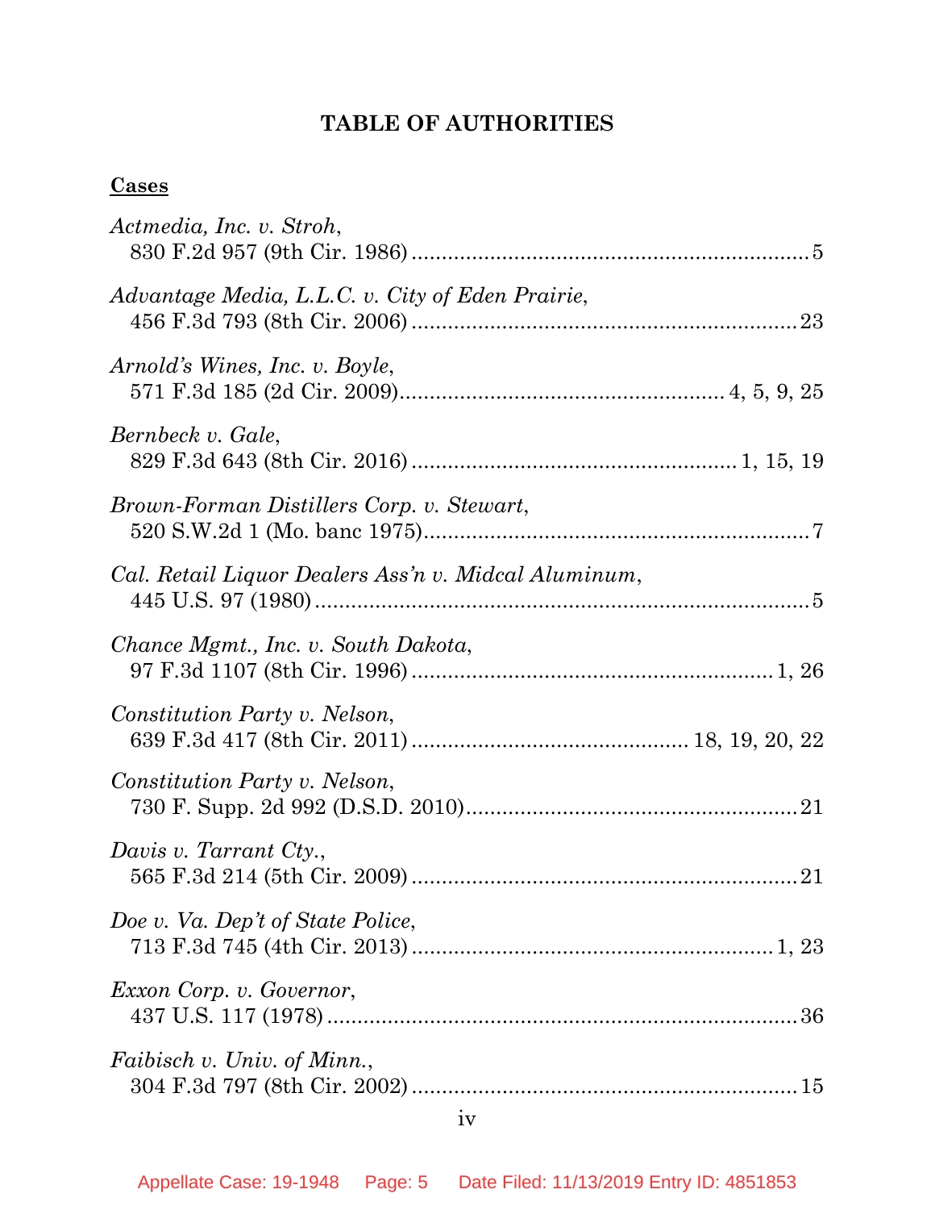# TABLE OF AUTHORITIES

## Cases

*Actmedia, Inc. v. Stroh*,
830 F.2d 957 (9th Cir. 1986) .................................................................. 5

*Advantage Media, L.L.C. v. City of Eden Prairie*,
456 F.3d 793 (8th Cir. 2006) ................................................................ 23

*Arnold's Wines, Inc. v. Boyle*,
571 F.3d 185 (2d Cir. 2009).................................................... 4, 5, 9, 25

*Bernbeck v. Gale*,
829 F.3d 643 (8th Cir. 2016) ..................................................... 1, 15, 19

*Brown-Forman Distillers Corp. v. Stewart*,
520 S.W.2d 1 (Mo. banc 1975)................................................................ 7

*Cal. Retail Liquor Dealers Ass'n v. Midcal Aluminum*,
445 U.S. 97 (1980) .................................................................................. 5

*Chance Mgmt., Inc. v. South Dakota*,
97 F.3d 1107 (8th Cir. 1996) ............................................................ 1, 26

*Constitution Party v. Nelson*,
639 F.3d 417 (8th Cir. 2011) .............................................. 18, 19, 20, 22

*Constitution Party v. Nelson*,
730 F. Supp. 2d 992 (D.S.D. 2010)....................................................... 21

*Davis v. Tarrant Cty.*,
565 F.3d 214 (5th Cir. 2009) ................................................................ 21

*Doe v. Va. Dep't of State Police*,
713 F.3d 745 (4th Cir. 2013) ............................................................ 1, 23

*Exxon Corp. v. Governor*,
437 U.S. 117 (1978) .............................................................................. 36

*Faibisch v. Univ. of Minn.*,
304 F.3d 797 (8th Cir. 2002) ................................................................ 15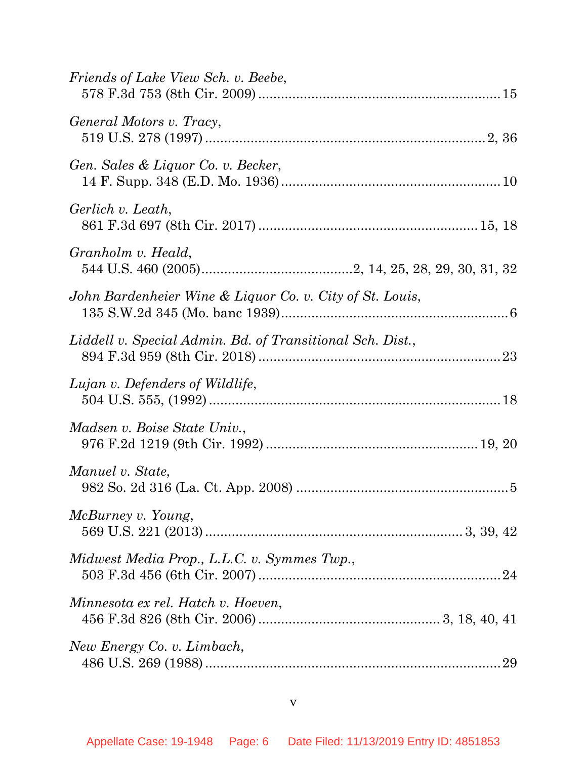*Friends of Lake View Sch. v. Beebe*,
578 F.3d 753 (8th Cir. 2009) ............................................................... 15

*General Motors v. Tracy*,
519 U.S. 278 (1997) ........................................................................... 2, 36

*Gen. Sales & Liquor Co. v. Becker*,
14 F. Supp. 348 (E.D. Mo. 1936) ......................................................... 10

*Gerlich v. Leath*,
861 F.3d 697 (8th Cir. 2017) ......................................................... 15, 18

*Granholm v. Heald*,
544 U.S. 460 (2005)........................................2, 14, 25, 28, 29, 30, 31, 32

*John Bardenheier Wine & Liquor Co. v. City of St. Louis*,
135 S.W.2d 345 (Mo. banc 1939)............................................................. 6

*Liddell v. Special Admin. Bd. of Transitional Sch. Dist.*,
894 F.3d 959 (8th Cir. 2018) ................................................................ 23

*Lujan v. Defenders of Wildlife*,
504 U.S. 555, (1992) ............................................................................. 18

*Madsen v. Boise State Univ.*,
976 F.2d 1219 (9th Cir. 1992) ........................................................ 19, 20

*Manuel v. State*,
982 So. 2d 316 (La. Ct. App. 2008) ........................................................ 5

*McBurney v. Young*,
569 U.S. 221 (2013) .................................................................. 3, 39, 42

*Midwest Media Prop., L.L.C. v. Symmes Twp.*,
503 F.3d 456 (6th Cir. 2007) ................................................................ 24

*Minnesota ex rel. Hatch v. Hoeven*,
456 F.3d 826 (8th Cir. 2006) ................................................. 3, 18, 40, 41

*New Energy Co. v. Limbach*,
486 U.S. 269 (1988) ............................................................................... 29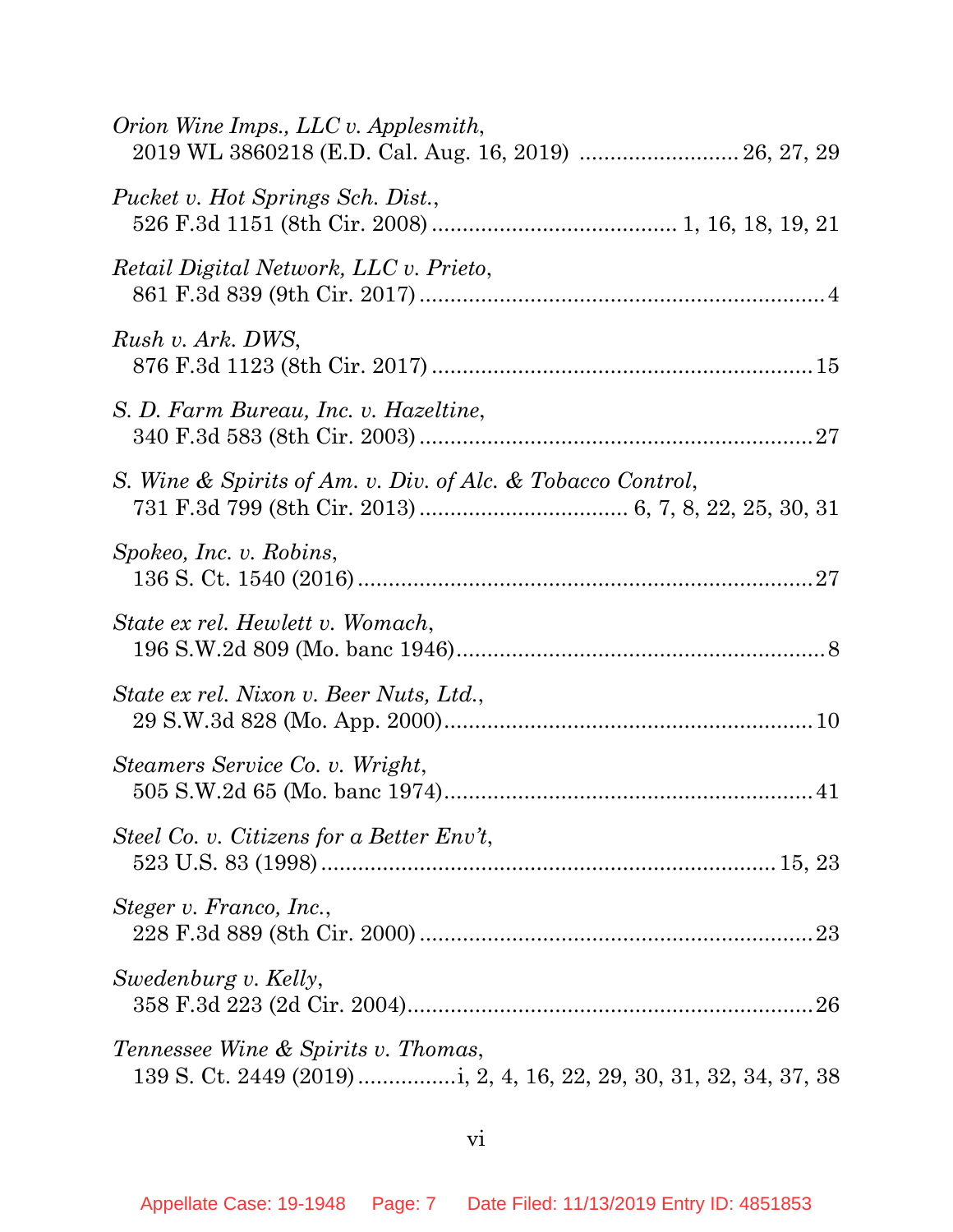*Orion Wine Imps., LLC v. Applesmith*,
2019 WL 3860218 (E.D. Cal. Aug. 16, 2019) .......................... 26, 27, 29

*Pucket v. Hot Springs Sch. Dist.*,
526 F.3d 1151 (8th Cir. 2008) ....................................... 1, 16, 18, 19, 21

*Retail Digital Network, LLC v. Prieto*,
861 F.3d 839 (9th Cir. 2017) ................................................................. 4

*Rush v. Ark. DWS*,
876 F.3d 1123 (8th Cir. 2017) ............................................................. 15

*S. D. Farm Bureau, Inc. v. Hazeltine*,
340 F.3d 583 (8th Cir. 2003) ............................................................... 27

*S. Wine & Spirits of Am. v. Div. of Alc. & Tobacco Control*,
731 F.3d 799 (8th Cir. 2013) ................................ 6, 7, 8, 22, 25, 30, 31

*Spokeo, Inc. v. Robins*,
136 S. Ct. 1540 (2016) ......................................................................... 27

*State ex rel. Hewlett v. Womach*,
196 S.W.2d 809 (Mo. banc 1946)............................................................ 8

*State ex rel. Nixon v. Beer Nuts, Ltd.*,
29 S.W.3d 828 (Mo. App. 2000)........................................................... 10

*Steamers Service Co. v. Wright*,
505 S.W.2d 65 (Mo. banc 1974)........................................................... 41

*Steel Co. v. Citizens for a Better Env't*,
523 U.S. 83 (1998) ........................................................................ 15, 23

*Steger v. Franco, Inc.*,
228 F.3d 889 (8th Cir. 2000) ............................................................... 23

*Swedenburg v. Kelly*,
358 F.3d 223 (2d Cir. 2004)................................................................. 26

*Tennessee Wine & Spirits v. Thomas*,
139 S. Ct. 2449 (2019) ................i, 2, 4, 16, 22, 29, 30, 31, 32, 34, 37, 38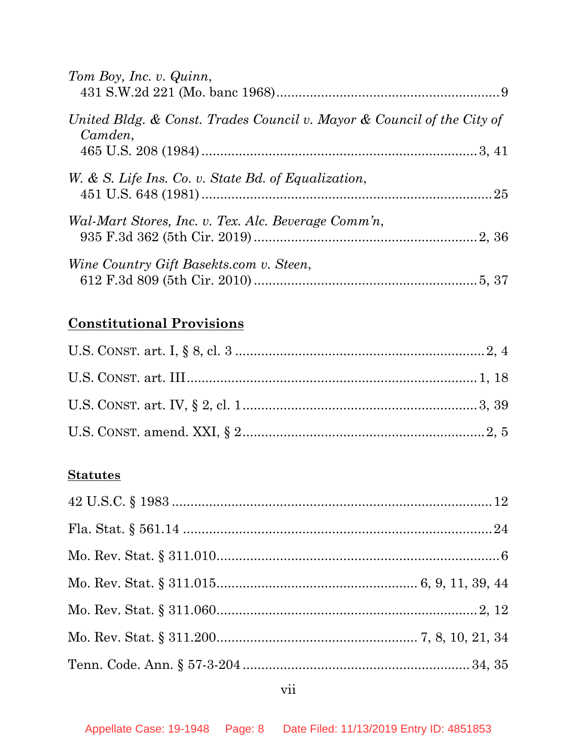*Tom Boy, Inc. v. Quinn*,
431 S.W.2d 221 (Mo. banc 1968)............................................................9

*United Bldg. & Const. Trades Council v. Mayor & Council of the City of Camden*,
465 U.S. 208 (1984)............................................................3, 41

*W. & S. Life Ins. Co. v. State Bd. of Equalization*,
451 U.S. 648 (1981)............................................................25

*Wal-Mart Stores, Inc. v. Tex. Alc. Beverage Comm'n*,
935 F.3d 362 (5th Cir. 2019)............................................................2, 36

*Wine Country Gift Basekts.com v. Steen*,
612 F.3d 809 (5th Cir. 2010)............................................................5, 37

## Constitutional Provisions

U.S. CONST. art. I, § 8, cl. 3............................................................2, 4

U.S. CONST. art. III............................................................1, 18

U.S. CONST. art. IV, § 2, cl. 1............................................................3, 39

U.S. CONST. amend. XXI, § 2............................................................2, 5

## Statutes

42 U.S.C. § 1983............................................................12

Fla. Stat. § 561.14............................................................24

Mo. Rev. Stat. § 311.010............................................................6

Mo. Rev. Stat. § 311.015............................................................6, 9, 11, 39, 44

Mo. Rev. Stat. § 311.060............................................................2, 12

Mo. Rev. Stat. § 311.200............................................................7, 8, 10, 21, 34

Tenn. Code. Ann. § 57-3-204............................................................34, 35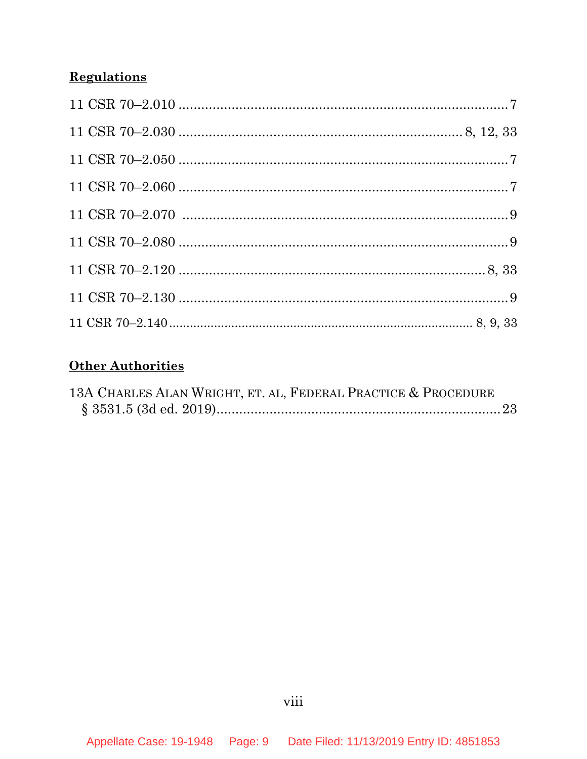**Regulations**

11 CSR 70–2.010 .......................................................................................... 7

11 CSR 70–2.030 ............................................................................. 8, 12, 33

11 CSR 70–2.050 .......................................................................................... 7

11 CSR 70–2.060 .......................................................................................... 7

11 CSR 70–2.070 .......................................................................................... 9

11 CSR 70–2.080 .......................................................................................... 9

11 CSR 70–2.120 ................................................................................... 8, 33

11 CSR 70–2.130 .......................................................................................... 9

11 CSR 70–2.140 ................................................................................ 8, 9, 33

**Other Authorities**

13A CHARLES ALAN WRIGHT, ET. AL, FEDERAL PRACTICE & PROCEDURE § 3531.5 (3d ed. 2019)................................................................................ 23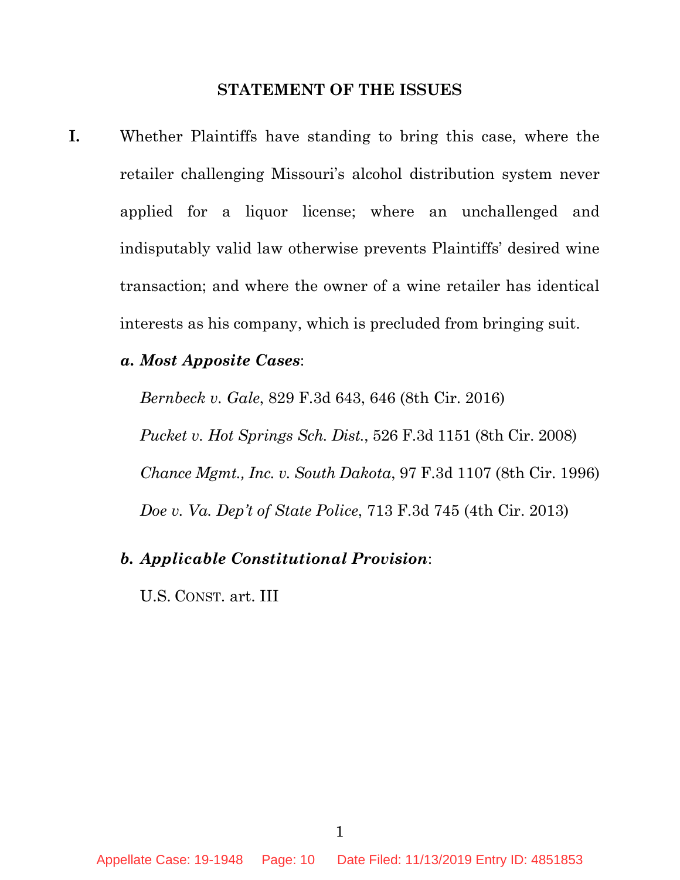## STATEMENT OF THE ISSUES

**I.** Whether Plaintiffs have standing to bring this case, where the retailer challenging Missouri's alcohol distribution system never applied for a liquor license; where an unchallenged and indisputably valid law otherwise prevents Plaintiffs' desired wine transaction; and where the owner of a wine retailer has identical interests as his company, which is precluded from bringing suit.

***a. Most Apposite Cases***:

*Bernbeck v. Gale*, 829 F.3d 643, 646 (8th Cir. 2016)

*Pucket v. Hot Springs Sch. Dist.*, 526 F.3d 1151 (8th Cir. 2008)

*Chance Mgmt., Inc. v. South Dakota*, 97 F.3d 1107 (8th Cir. 1996)

*Doe v. Va. Dep't of State Police*, 713 F.3d 745 (4th Cir. 2013)

***b. Applicable Constitutional Provision***:

U.S. CONST. art. III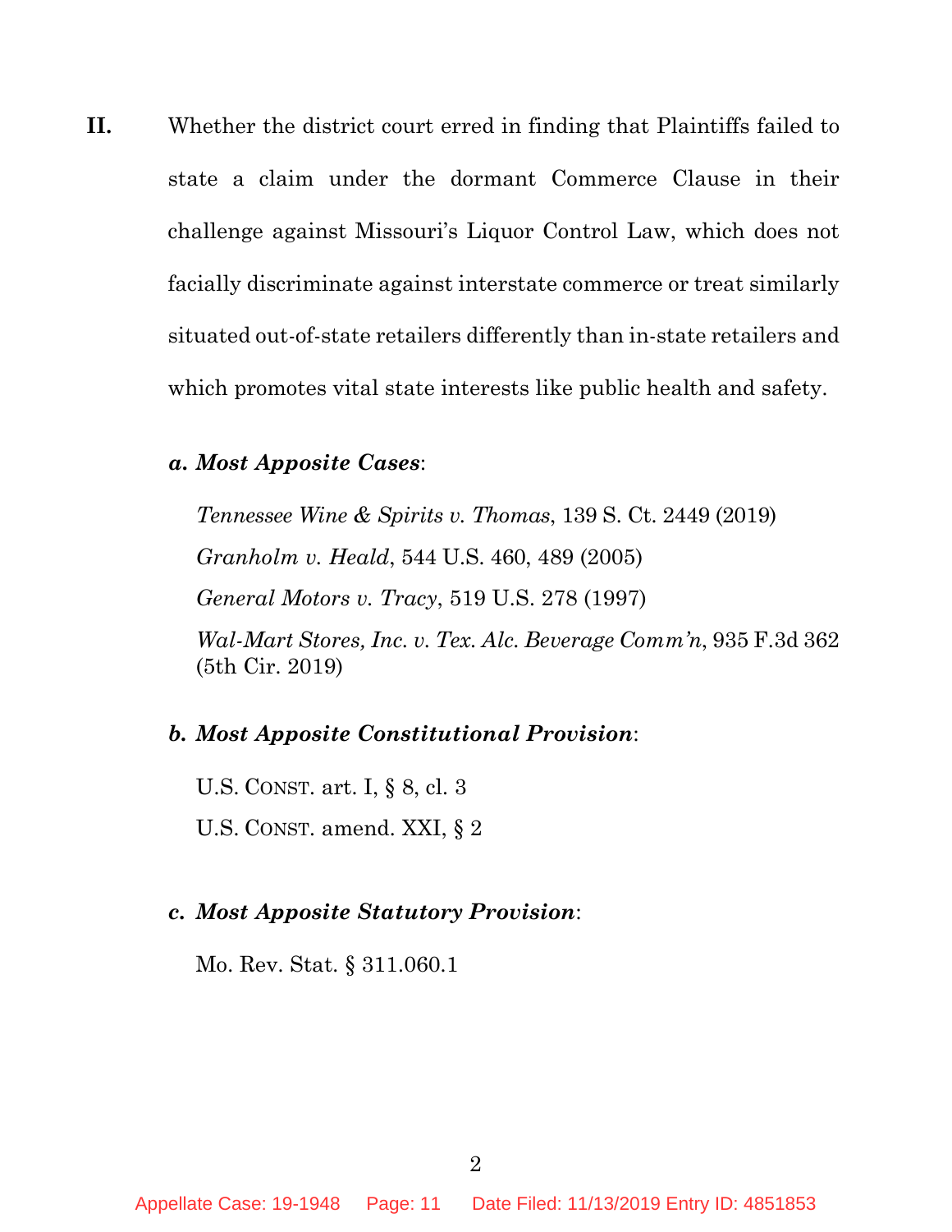**II.** Whether the district court erred in finding that Plaintiffs failed to state a claim under the dormant Commerce Clause in their challenge against Missouri's Liquor Control Law, which does not facially discriminate against interstate commerce or treat similarly situated out-of-state retailers differently than in-state retailers and which promotes vital state interests like public health and safety.

***a. Most Apposite Cases***:

*Tennessee Wine & Spirits v. Thomas*, 139 S. Ct. 2449 (2019)

*Granholm v. Heald*, 544 U.S. 460, 489 (2005)

*General Motors v. Tracy*, 519 U.S. 278 (1997)

*Wal-Mart Stores, Inc. v. Tex. Alc. Beverage Comm'n*, 935 F.3d 362 (5th Cir. 2019)

***b. Most Apposite Constitutional Provision***:

U.S. CONST. art. I, § 8, cl. 3

U.S. CONST. amend. XXI, § 2

***c. Most Apposite Statutory Provision***:

Mo. Rev. Stat. § 311.060.1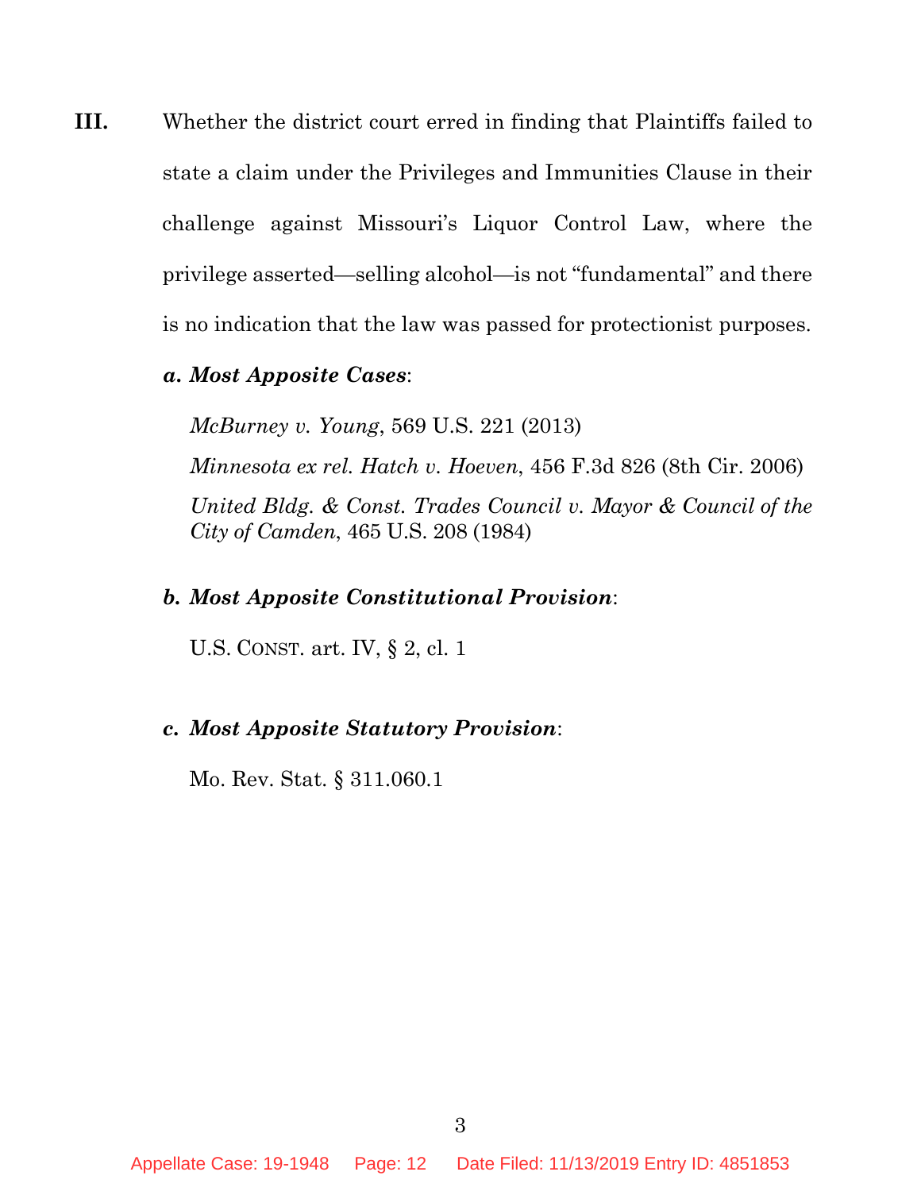**III.** Whether the district court erred in finding that Plaintiffs failed to state a claim under the Privileges and Immunities Clause in their challenge against Missouri's Liquor Control Law, where the privilege asserted—selling alcohol—is not "fundamental" and there is no indication that the law was passed for protectionist purposes.

***a. Most Apposite Cases***:

*McBurney v. Young*, 569 U.S. 221 (2013)

*Minnesota ex rel. Hatch v. Hoeven*, 456 F.3d 826 (8th Cir. 2006)

*United Bldg. & Const. Trades Council v. Mayor & Council of the City of Camden*, 465 U.S. 208 (1984)

***b. Most Apposite Constitutional Provision***:

U.S. CONST. art. IV, § 2, cl. 1

***c. Most Apposite Statutory Provision***:

Mo. Rev. Stat. § 311.060.1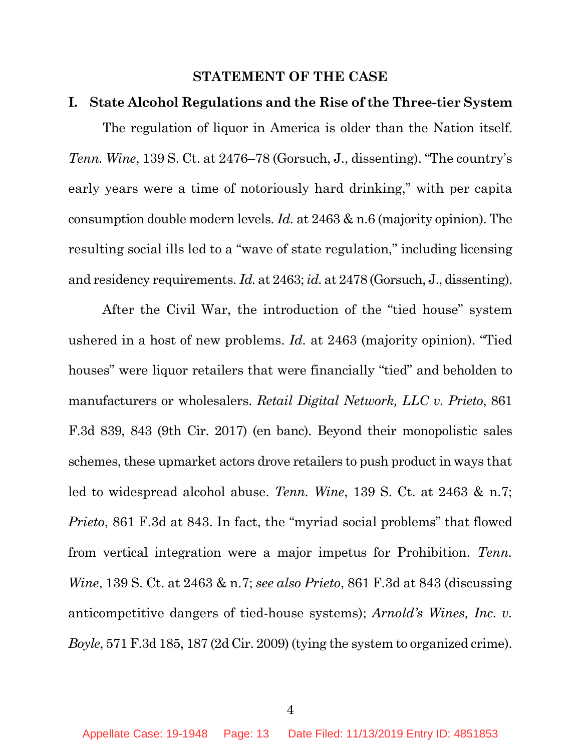## STATEMENT OF THE CASE

### I. State Alcohol Regulations and the Rise of the Three-tier System

The regulation of liquor in America is older than the Nation itself. *Tenn. Wine*, 139 S. Ct. at 2476–78 (Gorsuch, J., dissenting). "The country's early years were a time of notoriously hard drinking," with per capita consumption double modern levels. *Id.* at 2463 & n.6 (majority opinion). The resulting social ills led to a "wave of state regulation," including licensing and residency requirements. *Id.* at 2463; *id.* at 2478 (Gorsuch, J., dissenting).

After the Civil War, the introduction of the "tied house" system ushered in a host of new problems. *Id.* at 2463 (majority opinion). "Tied houses" were liquor retailers that were financially "tied" and beholden to manufacturers or wholesalers. *Retail Digital Network, LLC v. Prieto*, 861 F.3d 839, 843 (9th Cir. 2017) (en banc). Beyond their monopolistic sales schemes, these upmarket actors drove retailers to push product in ways that led to widespread alcohol abuse. *Tenn. Wine*, 139 S. Ct. at 2463 & n.7; *Prieto*, 861 F.3d at 843. In fact, the "myriad social problems" that flowed from vertical integration were a major impetus for Prohibition. *Tenn. Wine*, 139 S. Ct. at 2463 & n.7; *see also Prieto*, 861 F.3d at 843 (discussing anticompetitive dangers of tied-house systems); *Arnold's Wines, Inc. v. Boyle*, 571 F.3d 185, 187 (2d Cir. 2009) (tying the system to organized crime).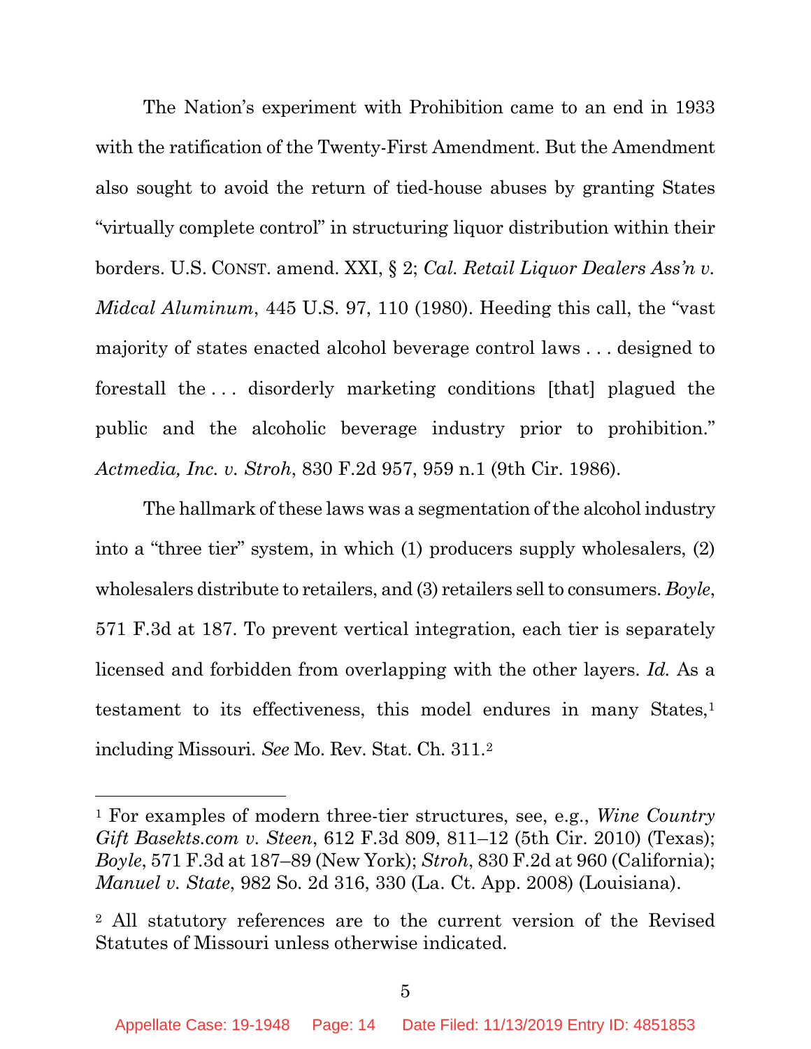The Nation's experiment with Prohibition came to an end in 1933 with the ratification of the Twenty-First Amendment. But the Amendment also sought to avoid the return of tied-house abuses by granting States "virtually complete control" in structuring liquor distribution within their borders. U.S. CONST. amend. XXI, § 2; *Cal. Retail Liquor Dealers Ass'n v. Midcal Aluminum*, 445 U.S. 97, 110 (1980). Heeding this call, the "vast majority of states enacted alcohol beverage control laws . . . designed to forestall the . . . disorderly marketing conditions [that] plagued the public and the alcoholic beverage industry prior to prohibition." *Actmedia, Inc. v. Stroh*, 830 F.2d 957, 959 n.1 (9th Cir. 1986).

The hallmark of these laws was a segmentation of the alcohol industry into a "three tier" system, in which (1) producers supply wholesalers, (2) wholesalers distribute to retailers, and (3) retailers sell to consumers. *Boyle*, 571 F.3d at 187. To prevent vertical integration, each tier is separately licensed and forbidden from overlapping with the other layers. *Id.* As a testament to its effectiveness, this model endures in many States,[1] including Missouri. *See* Mo. Rev. Stat. Ch. 311.[2]

---

[1] For examples of modern three-tier structures, see, e.g., *Wine Country Gift Basekts.com v. Steen*, 612 F.3d 809, 811–12 (5th Cir. 2010) (Texas); *Boyle*, 571 F.3d at 187–89 (New York); *Stroh*, 830 F.2d at 960 (California); *Manuel v. State*, 982 So. 2d 316, 330 (La. Ct. App. 2008) (Louisiana).

[2] All statutory references are to the current version of the Revised Statutes of Missouri unless otherwise indicated.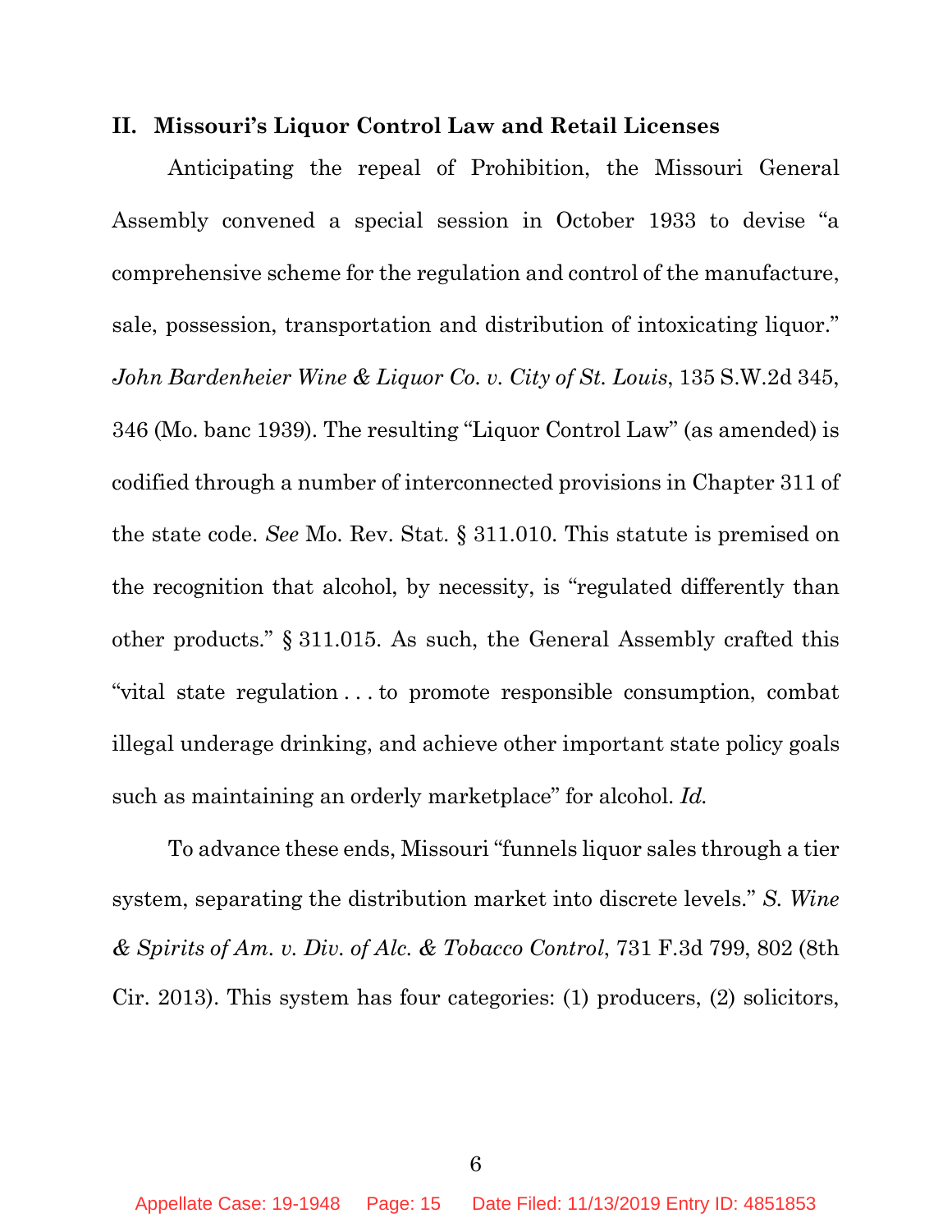## II. Missouri's Liquor Control Law and Retail Licenses

Anticipating the repeal of Prohibition, the Missouri General Assembly convened a special session in October 1933 to devise "a comprehensive scheme for the regulation and control of the manufacture, sale, possession, transportation and distribution of intoxicating liquor." *John Bardenheier Wine & Liquor Co. v. City of St. Louis*, 135 S.W.2d 345, 346 (Mo. banc 1939). The resulting "Liquor Control Law" (as amended) is codified through a number of interconnected provisions in Chapter 311 of the state code. *See* Mo. Rev. Stat. § 311.010. This statute is premised on the recognition that alcohol, by necessity, is "regulated differently than other products." § 311.015. As such, the General Assembly crafted this "vital state regulation . . . to promote responsible consumption, combat illegal underage drinking, and achieve other important state policy goals such as maintaining an orderly marketplace" for alcohol. *Id.*

To advance these ends, Missouri "funnels liquor sales through a tier system, separating the distribution market into discrete levels." *S. Wine & Spirits of Am. v. Div. of Alc. & Tobacco Control*, 731 F.3d 799, 802 (8th Cir. 2013). This system has four categories: (1) producers, (2) solicitors,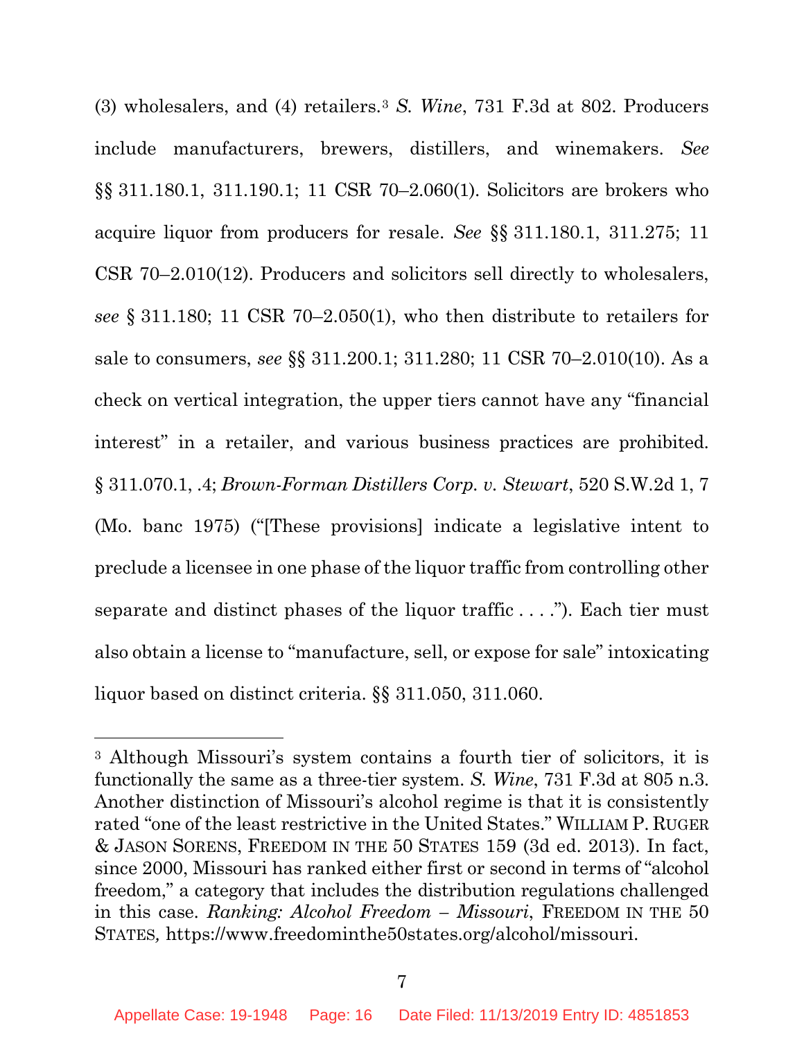(3) wholesalers, and (4) retailers.[3] *S. Wine*, 731 F.3d at 802. Producers include manufacturers, brewers, distillers, and winemakers. *See* §§ 311.180.1, 311.190.1; 11 CSR 70–2.060(1). Solicitors are brokers who acquire liquor from producers for resale. *See* §§ 311.180.1, 311.275; 11 CSR 70–2.010(12). Producers and solicitors sell directly to wholesalers, *see* § 311.180; 11 CSR 70–2.050(1), who then distribute to retailers for sale to consumers, *see* §§ 311.200.1; 311.280; 11 CSR 70–2.010(10). As a check on vertical integration, the upper tiers cannot have any "financial interest" in a retailer, and various business practices are prohibited. § 311.070.1, .4; *Brown-Forman Distillers Corp. v. Stewart*, 520 S.W.2d 1, 7 (Mo. banc 1975) ("[These provisions] indicate a legislative intent to preclude a licensee in one phase of the liquor traffic from controlling other separate and distinct phases of the liquor traffic . . . ."). Each tier must also obtain a license to "manufacture, sell, or expose for sale" intoxicating liquor based on distinct criteria. §§ 311.050, 311.060.

---

[3] Although Missouri's system contains a fourth tier of solicitors, it is functionally the same as a three-tier system. *S. Wine*, 731 F.3d at 805 n.3. Another distinction of Missouri's alcohol regime is that it is consistently rated "one of the least restrictive in the United States." WILLIAM P. RUGER & JASON SORENS, FREEDOM IN THE 50 STATES 159 (3d ed. 2013). In fact, since 2000, Missouri has ranked either first or second in terms of "alcohol freedom," a category that includes the distribution regulations challenged in this case. *Ranking: Alcohol Freedom – Missouri*, FREEDOM IN THE 50 STATES*,* https://www.freedominthe50states.org/alcohol/missouri.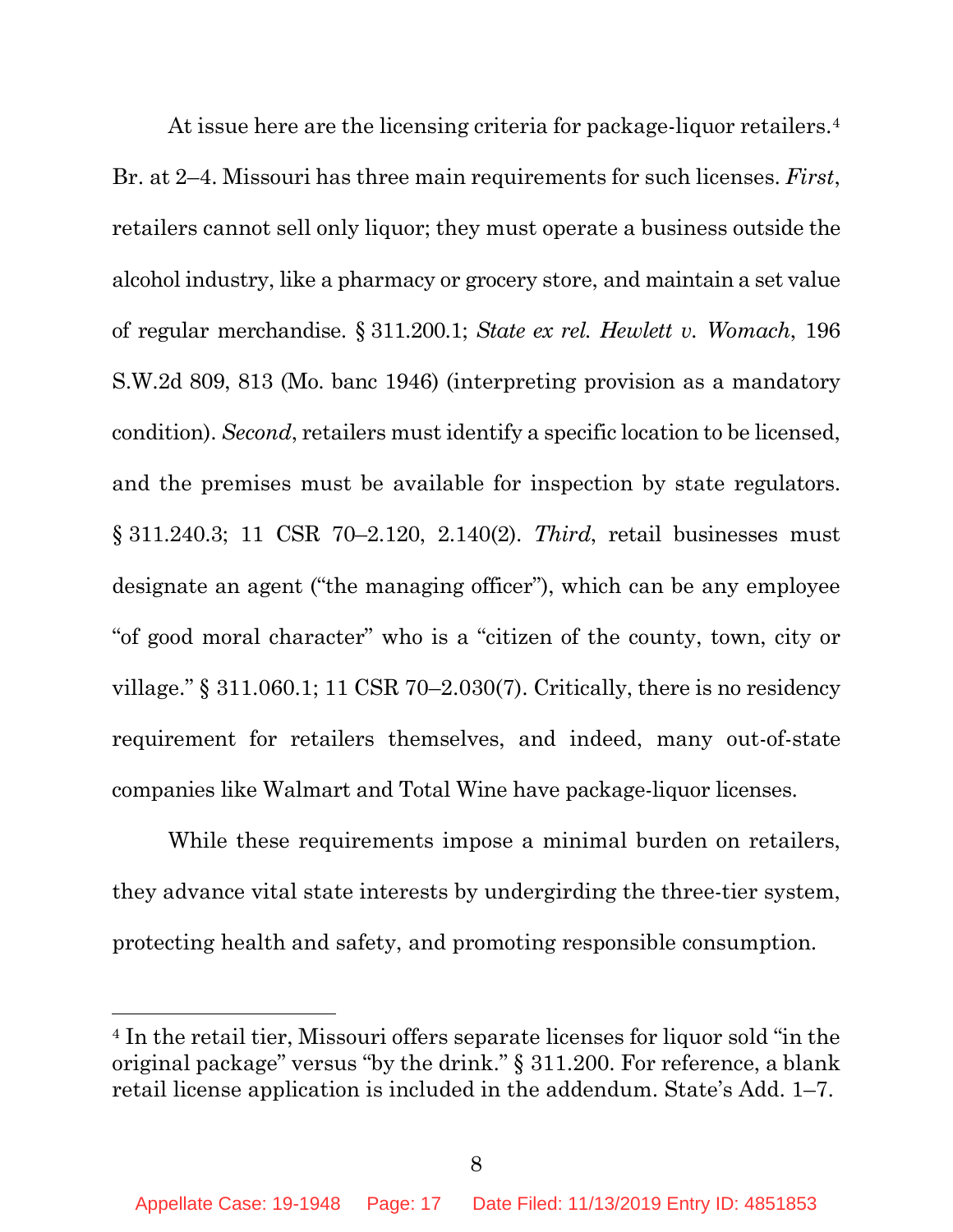At issue here are the licensing criteria for package-liquor retailers.[4] Br. at 2–4. Missouri has three main requirements for such licenses. *First*, retailers cannot sell only liquor; they must operate a business outside the alcohol industry, like a pharmacy or grocery store, and maintain a set value of regular merchandise. § 311.200.1; *State ex rel. Hewlett v. Womach*, 196 S.W.2d 809, 813 (Mo. banc 1946) (interpreting provision as a mandatory condition). *Second*, retailers must identify a specific location to be licensed, and the premises must be available for inspection by state regulators. § 311.240.3; 11 CSR 70–2.120, 2.140(2). *Third*, retail businesses must designate an agent ("the managing officer"), which can be any employee "of good moral character" who is a "citizen of the county, town, city or village." § 311.060.1; 11 CSR 70–2.030(7). Critically, there is no residency requirement for retailers themselves, and indeed, many out-of-state companies like Walmart and Total Wine have package-liquor licenses.

While these requirements impose a minimal burden on retailers, they advance vital state interests by undergirding the three-tier system, protecting health and safety, and promoting responsible consumption.

[4] In the retail tier, Missouri offers separate licenses for liquor sold "in the original package" versus "by the drink." § 311.200. For reference, a blank retail license application is included in the addendum. State's Add. 1–7.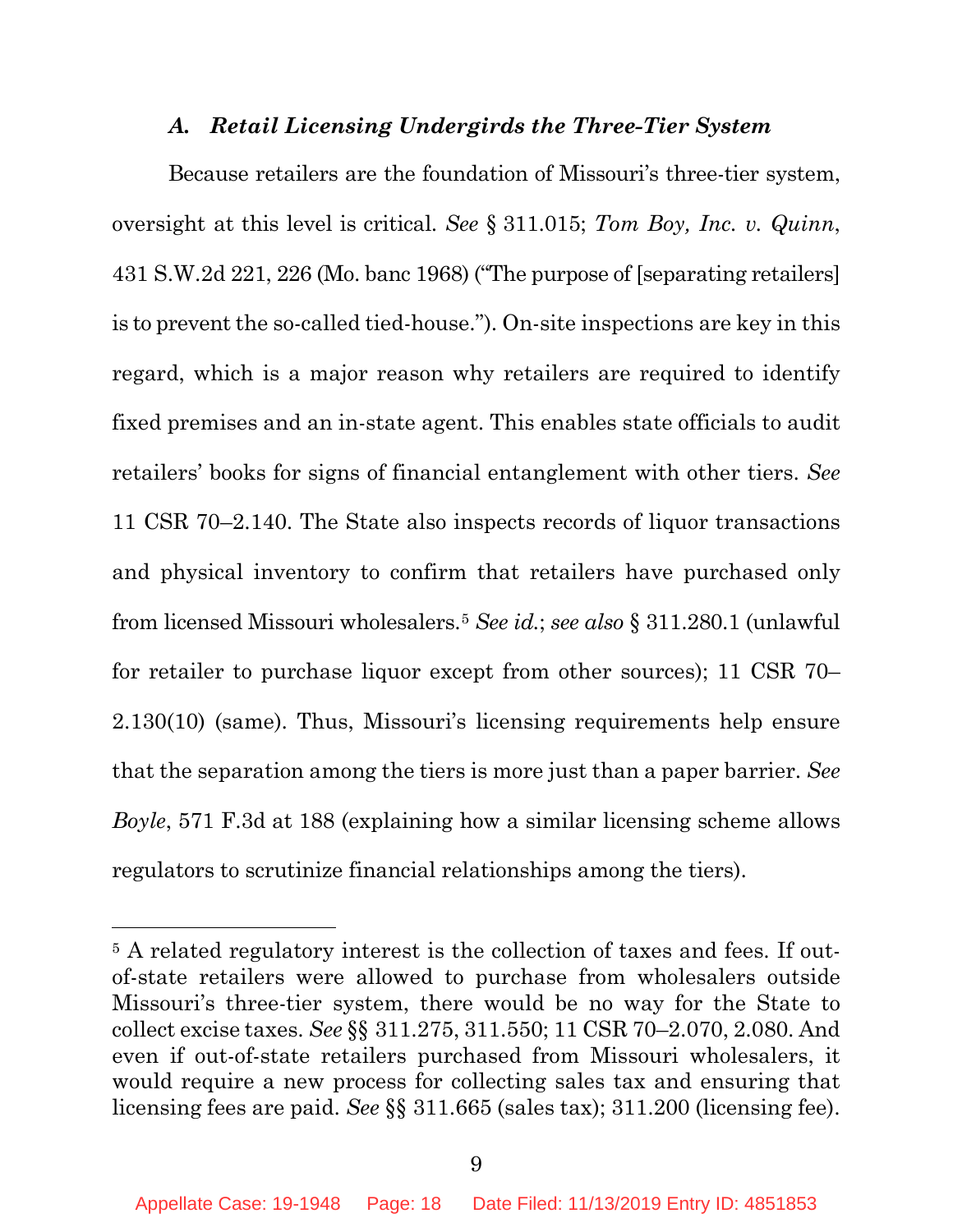### *A. Retail Licensing Undergirds the Three-Tier System*

Because retailers are the foundation of Missouri's three-tier system, oversight at this level is critical. *See* § 311.015; *Tom Boy, Inc. v. Quinn*, 431 S.W.2d 221, 226 (Mo. banc 1968) ("The purpose of [separating retailers] is to prevent the so-called tied-house."). On-site inspections are key in this regard, which is a major reason why retailers are required to identify fixed premises and an in-state agent. This enables state officials to audit retailers' books for signs of financial entanglement with other tiers. *See* 11 CSR 70–2.140. The State also inspects records of liquor transactions and physical inventory to confirm that retailers have purchased only from licensed Missouri wholesalers.[5] *See id.*; *see also* § 311.280.1 (unlawful for retailer to purchase liquor except from other sources); 11 CSR 70–2.130(10) (same). Thus, Missouri's licensing requirements help ensure that the separation among the tiers is more just than a paper barrier. *See Boyle*, 571 F.3d at 188 (explaining how a similar licensing scheme allows regulators to scrutinize financial relationships among the tiers).

---

[5] A related regulatory interest is the collection of taxes and fees. If out-of-state retailers were allowed to purchase from wholesalers outside Missouri's three-tier system, there would be no way for the State to collect excise taxes. *See* §§ 311.275, 311.550; 11 CSR 70–2.070, 2.080. And even if out-of-state retailers purchased from Missouri wholesalers, it would require a new process for collecting sales tax and ensuring that licensing fees are paid. *See* §§ 311.665 (sales tax); 311.200 (licensing fee).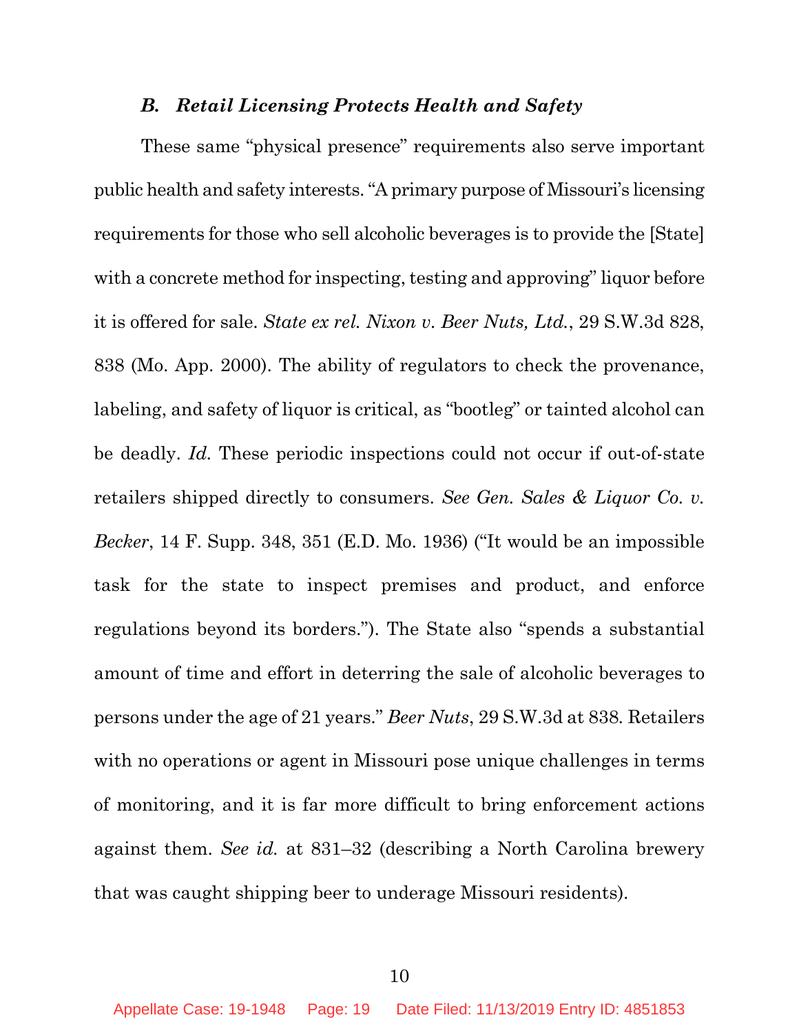### *B. Retail Licensing Protects Health and Safety*

These same "physical presence" requirements also serve important public health and safety interests. "A primary purpose of Missouri's licensing requirements for those who sell alcoholic beverages is to provide the [State] with a concrete method for inspecting, testing and approving" liquor before it is offered for sale. *State ex rel. Nixon v. Beer Nuts, Ltd.*, 29 S.W.3d 828, 838 (Mo. App. 2000). The ability of regulators to check the provenance, labeling, and safety of liquor is critical, as "bootleg" or tainted alcohol can be deadly. *Id.* These periodic inspections could not occur if out-of-state retailers shipped directly to consumers. *See Gen. Sales & Liquor Co. v. Becker*, 14 F. Supp. 348, 351 (E.D. Mo. 1936) ("It would be an impossible task for the state to inspect premises and product, and enforce regulations beyond its borders."). The State also "spends a substantial amount of time and effort in deterring the sale of alcoholic beverages to persons under the age of 21 years." *Beer Nuts*, 29 S.W.3d at 838. Retailers with no operations or agent in Missouri pose unique challenges in terms of monitoring, and it is far more difficult to bring enforcement actions against them. *See id.* at 831–32 (describing a North Carolina brewery that was caught shipping beer to underage Missouri residents).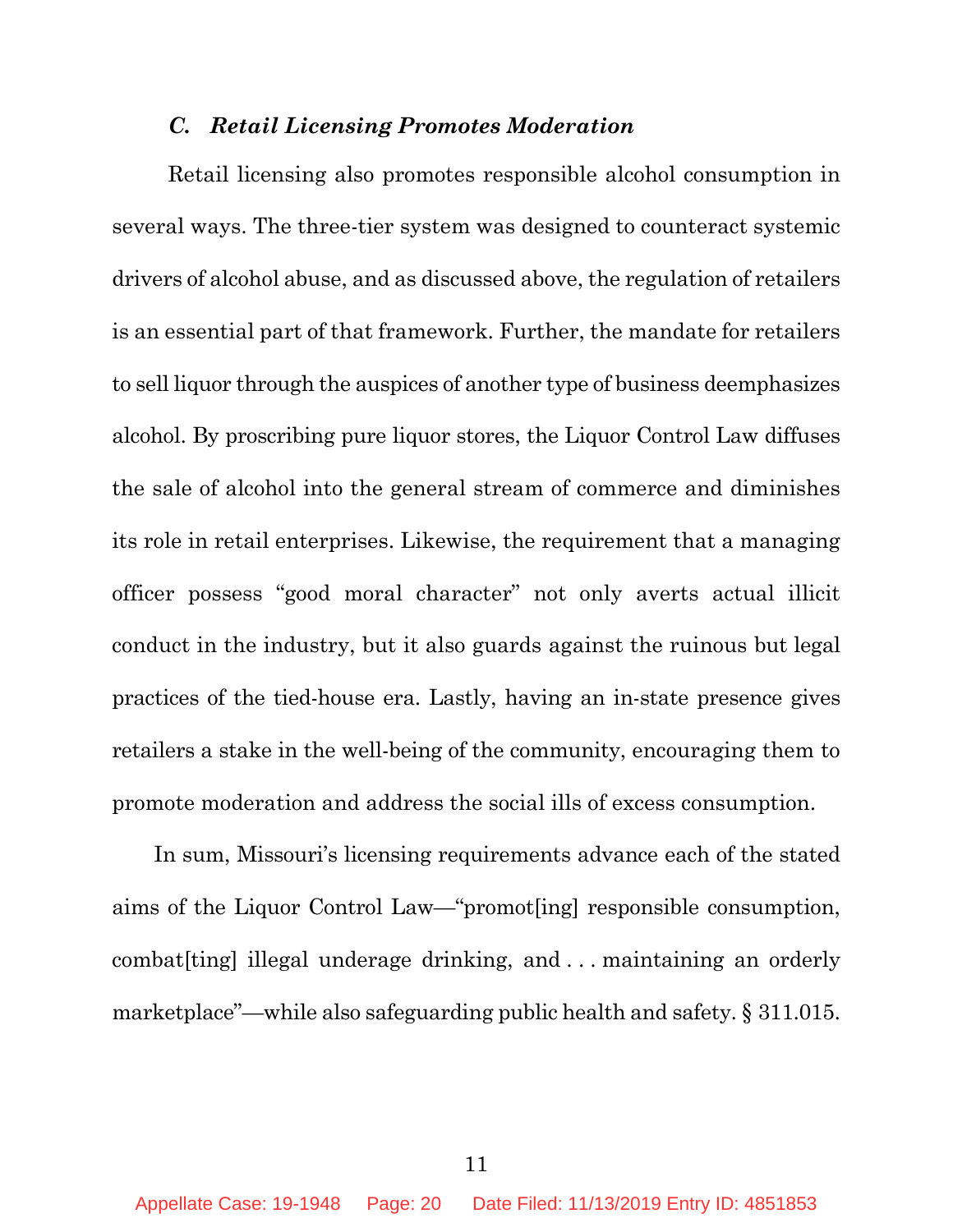### *C. Retail Licensing Promotes Moderation*

Retail licensing also promotes responsible alcohol consumption in several ways. The three-tier system was designed to counteract systemic drivers of alcohol abuse, and as discussed above, the regulation of retailers is an essential part of that framework. Further, the mandate for retailers to sell liquor through the auspices of another type of business deemphasizes alcohol. By proscribing pure liquor stores, the Liquor Control Law diffuses the sale of alcohol into the general stream of commerce and diminishes its role in retail enterprises. Likewise, the requirement that a managing officer possess "good moral character" not only averts actual illicit conduct in the industry, but it also guards against the ruinous but legal practices of the tied-house era. Lastly, having an in-state presence gives retailers a stake in the well-being of the community, encouraging them to promote moderation and address the social ills of excess consumption.

In sum, Missouri's licensing requirements advance each of the stated aims of the Liquor Control Law—"promot[ing] responsible consumption, combat[ting] illegal underage drinking, and . . . maintaining an orderly marketplace"—while also safeguarding public health and safety. § 311.015.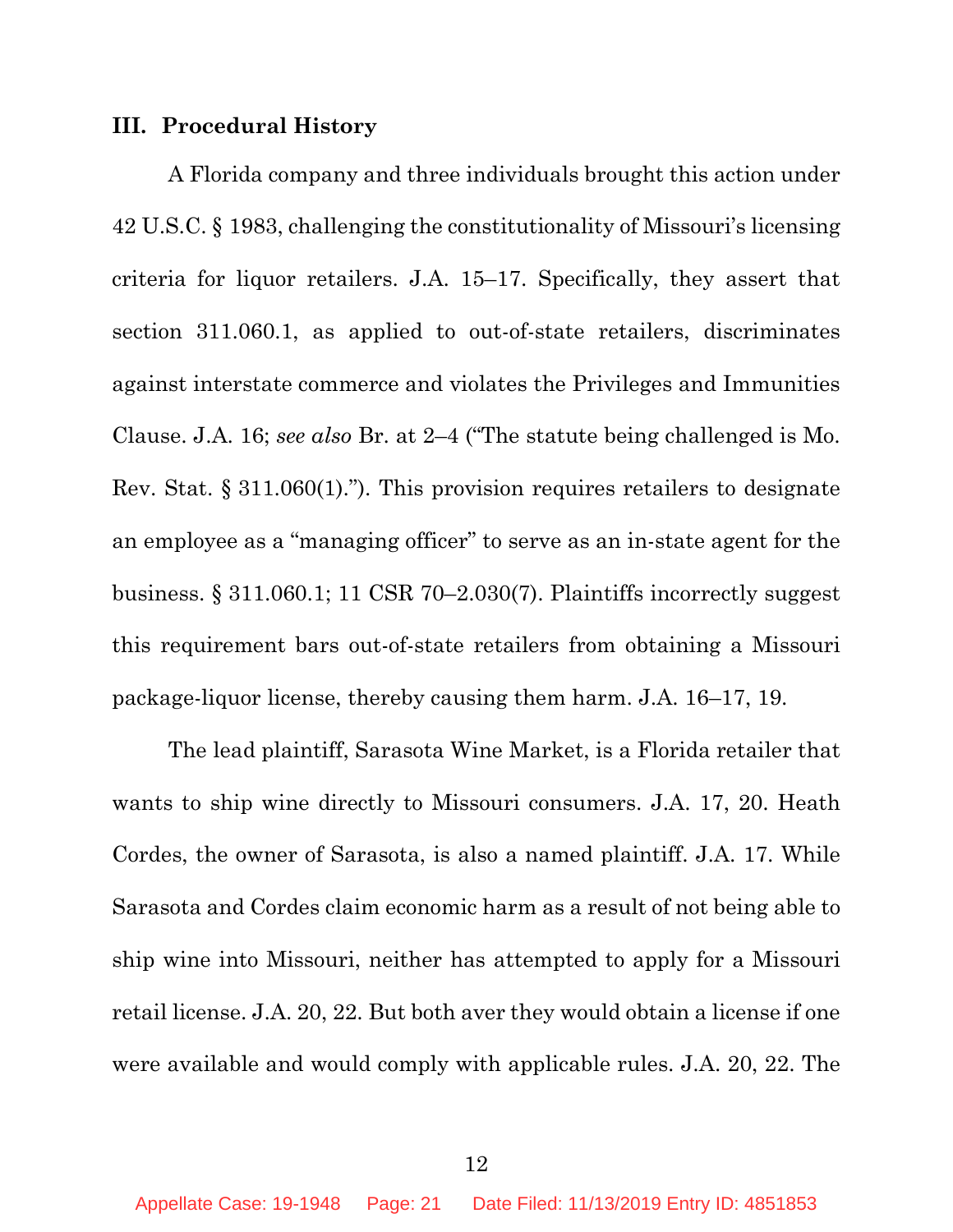## III. Procedural History

A Florida company and three individuals brought this action under 42 U.S.C. § 1983, challenging the constitutionality of Missouri's licensing criteria for liquor retailers. J.A. 15–17. Specifically, they assert that section 311.060.1, as applied to out-of-state retailers, discriminates against interstate commerce and violates the Privileges and Immunities Clause. J.A. 16; *see also* Br. at 2–4 ("The statute being challenged is Mo. Rev. Stat. § 311.060(1)."). This provision requires retailers to designate an employee as a "managing officer" to serve as an in-state agent for the business. § 311.060.1; 11 CSR 70–2.030(7). Plaintiffs incorrectly suggest this requirement bars out-of-state retailers from obtaining a Missouri package-liquor license, thereby causing them harm. J.A. 16–17, 19.

The lead plaintiff, Sarasota Wine Market, is a Florida retailer that wants to ship wine directly to Missouri consumers. J.A. 17, 20. Heath Cordes, the owner of Sarasota, is also a named plaintiff. J.A. 17. While Sarasota and Cordes claim economic harm as a result of not being able to ship wine into Missouri, neither has attempted to apply for a Missouri retail license. J.A. 20, 22. But both aver they would obtain a license if one were available and would comply with applicable rules. J.A. 20, 22. The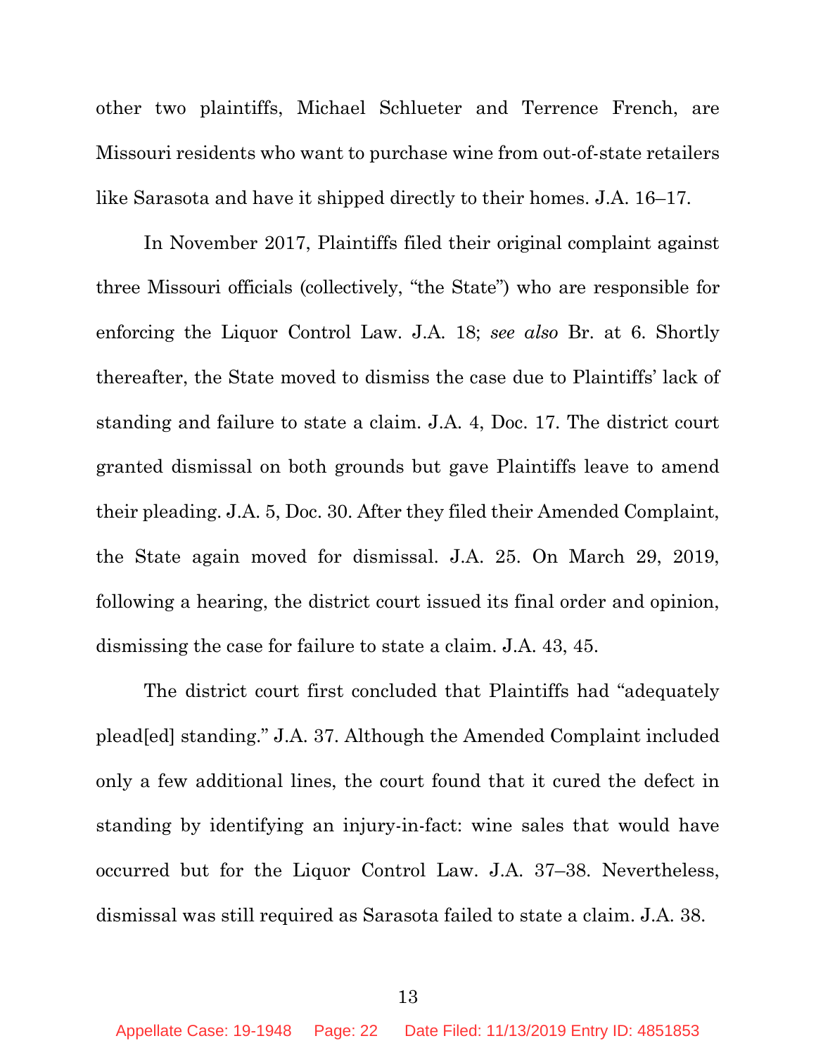other two plaintiffs, Michael Schlueter and Terrence French, are Missouri residents who want to purchase wine from out-of-state retailers like Sarasota and have it shipped directly to their homes. J.A. 16–17.

In November 2017, Plaintiffs filed their original complaint against three Missouri officials (collectively, "the State") who are responsible for enforcing the Liquor Control Law. J.A. 18; *see also* Br. at 6. Shortly thereafter, the State moved to dismiss the case due to Plaintiffs' lack of standing and failure to state a claim. J.A. 4, Doc. 17. The district court granted dismissal on both grounds but gave Plaintiffs leave to amend their pleading. J.A. 5, Doc. 30. After they filed their Amended Complaint, the State again moved for dismissal. J.A. 25. On March 29, 2019, following a hearing, the district court issued its final order and opinion, dismissing the case for failure to state a claim. J.A. 43, 45.

The district court first concluded that Plaintiffs had "adequately plead[ed] standing." J.A. 37. Although the Amended Complaint included only a few additional lines, the court found that it cured the defect in standing by identifying an injury-in-fact: wine sales that would have occurred but for the Liquor Control Law. J.A. 37–38. Nevertheless, dismissal was still required as Sarasota failed to state a claim. J.A. 38.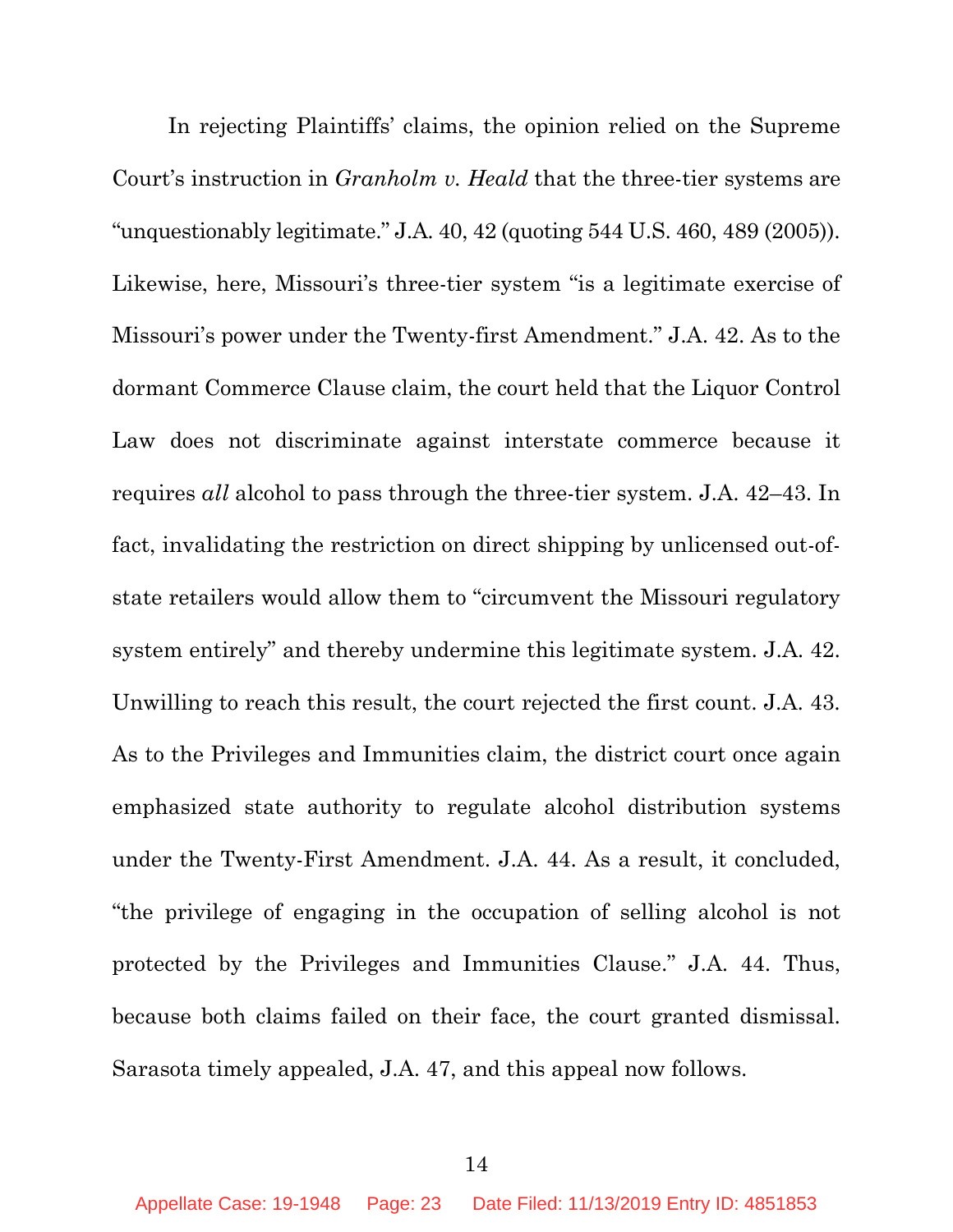In rejecting Plaintiffs' claims, the opinion relied on the Supreme Court's instruction in *Granholm v. Heald* that the three-tier systems are "unquestionably legitimate." J.A. 40, 42 (quoting 544 U.S. 460, 489 (2005)). Likewise, here, Missouri's three-tier system "is a legitimate exercise of Missouri's power under the Twenty-first Amendment." J.A. 42. As to the dormant Commerce Clause claim, the court held that the Liquor Control Law does not discriminate against interstate commerce because it requires *all* alcohol to pass through the three-tier system. J.A. 42–43. In fact, invalidating the restriction on direct shipping by unlicensed out-of-state retailers would allow them to "circumvent the Missouri regulatory system entirely" and thereby undermine this legitimate system. J.A. 42. Unwilling to reach this result, the court rejected the first count. J.A. 43. As to the Privileges and Immunities claim, the district court once again emphasized state authority to regulate alcohol distribution systems under the Twenty-First Amendment. J.A. 44. As a result, it concluded, "the privilege of engaging in the occupation of selling alcohol is not protected by the Privileges and Immunities Clause." J.A. 44. Thus, because both claims failed on their face, the court granted dismissal. Sarasota timely appealed, J.A. 47, and this appeal now follows.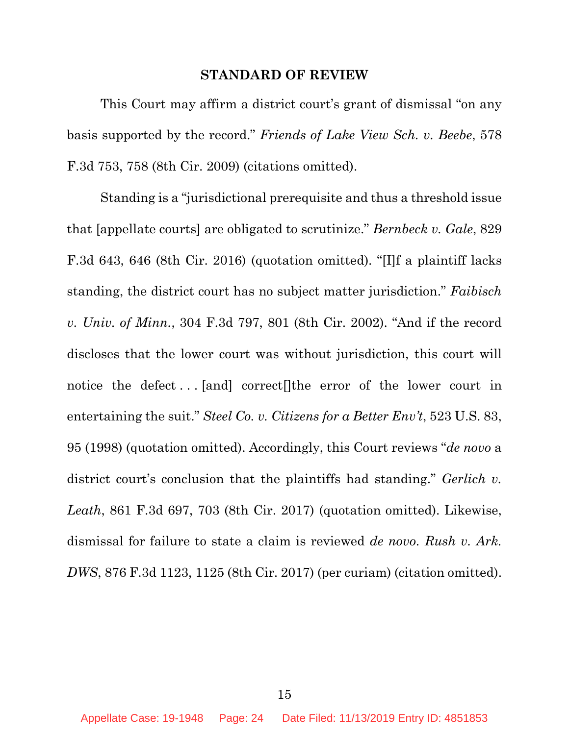## STANDARD OF REVIEW

This Court may affirm a district court's grant of dismissal "on any basis supported by the record." *Friends of Lake View Sch. v. Beebe*, 578 F.3d 753, 758 (8th Cir. 2009) (citations omitted).

Standing is a "jurisdictional prerequisite and thus a threshold issue that [appellate courts] are obligated to scrutinize." *Bernbeck v. Gale*, 829 F.3d 643, 646 (8th Cir. 2016) (quotation omitted). "[I]f a plaintiff lacks standing, the district court has no subject matter jurisdiction." *Faibisch v. Univ. of Minn.*, 304 F.3d 797, 801 (8th Cir. 2002). "And if the record discloses that the lower court was without jurisdiction, this court will notice the defect . . . [and] correct[]the error of the lower court in entertaining the suit." *Steel Co. v. Citizens for a Better Env't*, 523 U.S. 83, 95 (1998) (quotation omitted). Accordingly, this Court reviews "*de novo* a district court's conclusion that the plaintiffs had standing." *Gerlich v. Leath*, 861 F.3d 697, 703 (8th Cir. 2017) (quotation omitted). Likewise, dismissal for failure to state a claim is reviewed *de novo*. *Rush v. Ark. DWS*, 876 F.3d 1123, 1125 (8th Cir. 2017) (per curiam) (citation omitted).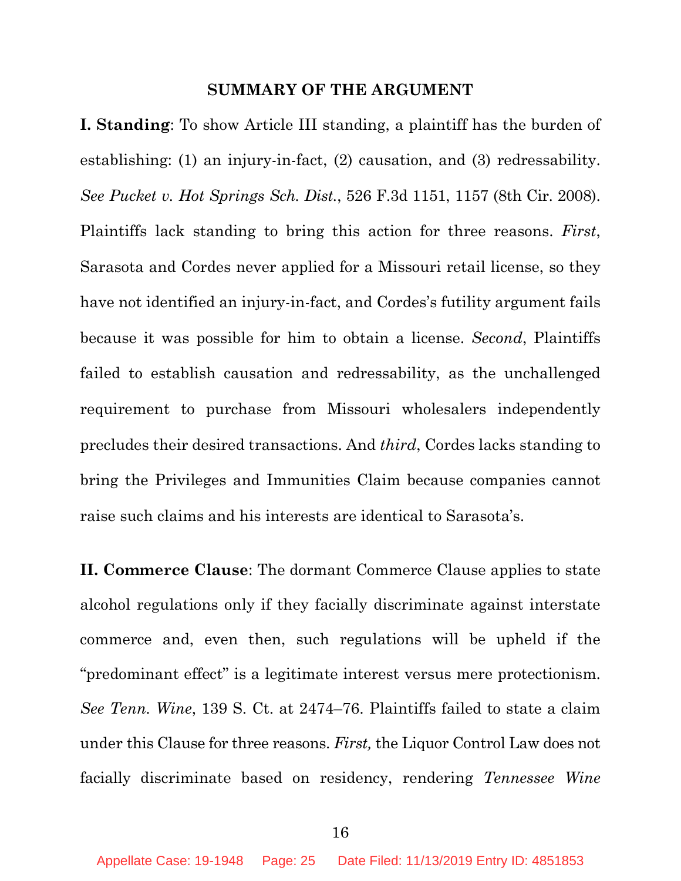## SUMMARY OF THE ARGUMENT

**I. Standing**: To show Article III standing, a plaintiff has the burden of establishing: (1) an injury-in-fact, (2) causation, and (3) redressability. *See Pucket v. Hot Springs Sch. Dist.*, 526 F.3d 1151, 1157 (8th Cir. 2008). Plaintiffs lack standing to bring this action for three reasons. *First*, Sarasota and Cordes never applied for a Missouri retail license, so they have not identified an injury-in-fact, and Cordes's futility argument fails because it was possible for him to obtain a license. *Second*, Plaintiffs failed to establish causation and redressability, as the unchallenged requirement to purchase from Missouri wholesalers independently precludes their desired transactions. And *third*, Cordes lacks standing to bring the Privileges and Immunities Claim because companies cannot raise such claims and his interests are identical to Sarasota's.

**II. Commerce Clause**: The dormant Commerce Clause applies to state alcohol regulations only if they facially discriminate against interstate commerce and, even then, such regulations will be upheld if the "predominant effect" is a legitimate interest versus mere protectionism. *See Tenn. Wine*, 139 S. Ct. at 2474–76. Plaintiffs failed to state a claim under this Clause for three reasons. *First,* the Liquor Control Law does not facially discriminate based on residency, rendering *Tennessee Wine*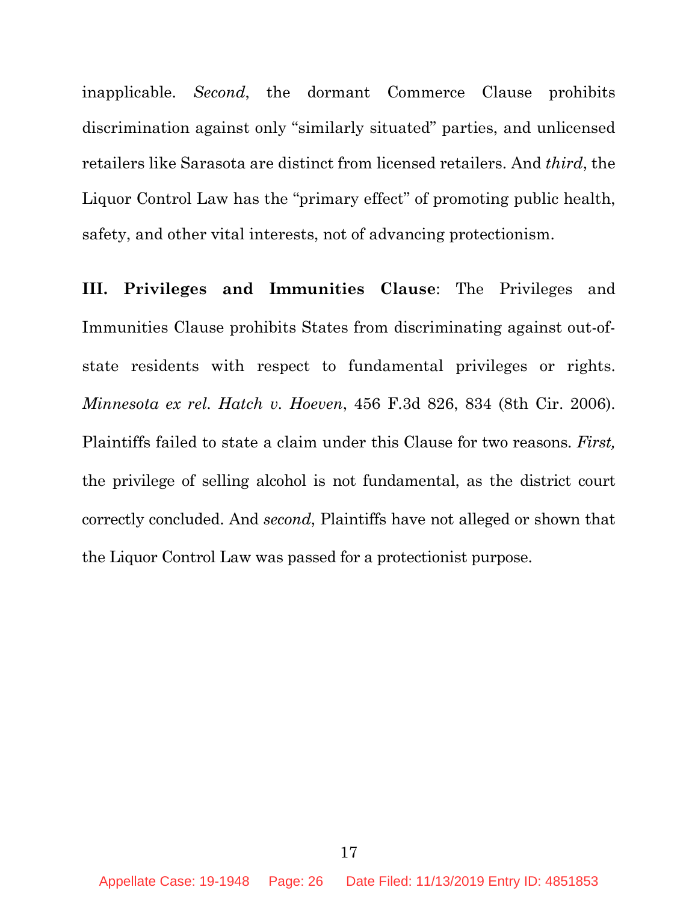inapplicable. *Second*, the dormant Commerce Clause prohibits discrimination against only "similarly situated" parties, and unlicensed retailers like Sarasota are distinct from licensed retailers. And *third*, the Liquor Control Law has the "primary effect" of promoting public health, safety, and other vital interests, not of advancing protectionism.

**III. Privileges and Immunities Clause**: The Privileges and Immunities Clause prohibits States from discriminating against out-of-state residents with respect to fundamental privileges or rights. *Minnesota ex rel. Hatch v. Hoeven*, 456 F.3d 826, 834 (8th Cir. 2006). Plaintiffs failed to state a claim under this Clause for two reasons. *First,* the privilege of selling alcohol is not fundamental, as the district court correctly concluded. And *second*, Plaintiffs have not alleged or shown that the Liquor Control Law was passed for a protectionist purpose.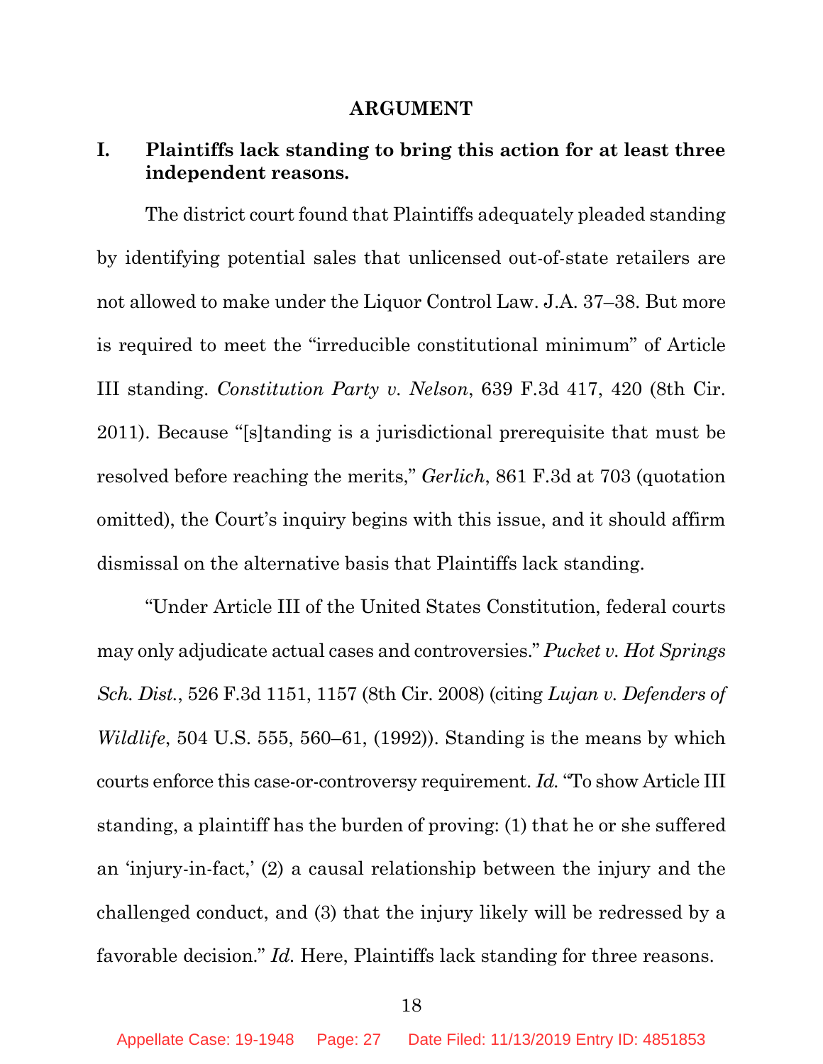## ARGUMENT

### I. Plaintiffs lack standing to bring this action for at least three independent reasons.

The district court found that Plaintiffs adequately pleaded standing by identifying potential sales that unlicensed out-of-state retailers are not allowed to make under the Liquor Control Law. J.A. 37–38. But more is required to meet the "irreducible constitutional minimum" of Article III standing. *Constitution Party v. Nelson*, 639 F.3d 417, 420 (8th Cir. 2011). Because "[s]tanding is a jurisdictional prerequisite that must be resolved before reaching the merits," *Gerlich*, 861 F.3d at 703 (quotation omitted), the Court's inquiry begins with this issue, and it should affirm dismissal on the alternative basis that Plaintiffs lack standing.

"Under Article III of the United States Constitution, federal courts may only adjudicate actual cases and controversies." *Pucket v. Hot Springs Sch. Dist.*, 526 F.3d 1151, 1157 (8th Cir. 2008) (citing *Lujan v. Defenders of Wildlife*, 504 U.S. 555, 560–61, (1992)). Standing is the means by which courts enforce this case-or-controversy requirement. *Id.* "To show Article III standing, a plaintiff has the burden of proving: (1) that he or she suffered an 'injury-in-fact,' (2) a causal relationship between the injury and the challenged conduct, and (3) that the injury likely will be redressed by a favorable decision." *Id.* Here, Plaintiffs lack standing for three reasons.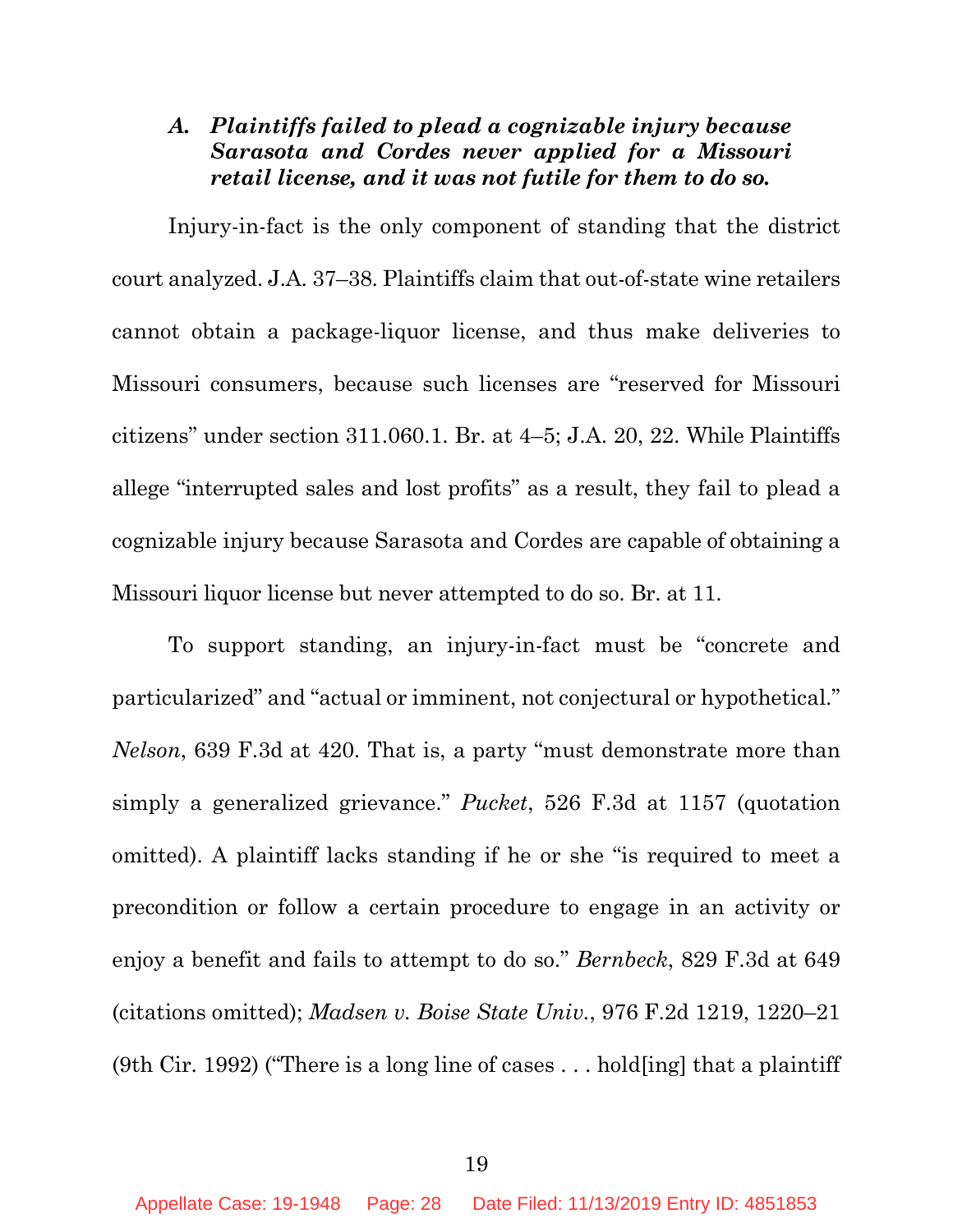### *A. Plaintiffs failed to plead a cognizable injury because Sarasota and Cordes never applied for a Missouri retail license, and it was not futile for them to do so.*

Injury-in-fact is the only component of standing that the district court analyzed. J.A. 37–38. Plaintiffs claim that out-of-state wine retailers cannot obtain a package-liquor license, and thus make deliveries to Missouri consumers, because such licenses are "reserved for Missouri citizens" under section 311.060.1. Br. at 4–5; J.A. 20, 22. While Plaintiffs allege "interrupted sales and lost profits" as a result, they fail to plead a cognizable injury because Sarasota and Cordes are capable of obtaining a Missouri liquor license but never attempted to do so. Br. at 11.

To support standing, an injury-in-fact must be "concrete and particularized" and "actual or imminent, not conjectural or hypothetical." *Nelson*, 639 F.3d at 420. That is, a party "must demonstrate more than simply a generalized grievance." *Pucket*, 526 F.3d at 1157 (quotation omitted). A plaintiff lacks standing if he or she "is required to meet a precondition or follow a certain procedure to engage in an activity or enjoy a benefit and fails to attempt to do so." *Bernbeck*, 829 F.3d at 649 (citations omitted); *Madsen v. Boise State Univ.*, 976 F.2d 1219, 1220–21 (9th Cir. 1992) ("There is a long line of cases . . . hold[ing] that a plaintiff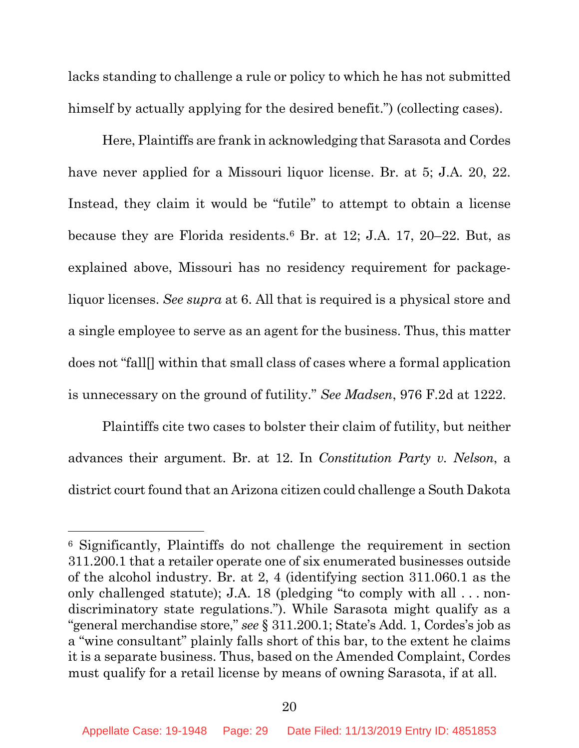lacks standing to challenge a rule or policy to which he has not submitted himself by actually applying for the desired benefit.") (collecting cases).

Here, Plaintiffs are frank in acknowledging that Sarasota and Cordes have never applied for a Missouri liquor license. Br. at 5; J.A. 20, 22. Instead, they claim it would be "futile" to attempt to obtain a license because they are Florida residents.[6] Br. at 12; J.A. 17, 20–22. But, as explained above, Missouri has no residency requirement for package-liquor licenses. *See supra* at 6. All that is required is a physical store and a single employee to serve as an agent for the business. Thus, this matter does not "fall[] within that small class of cases where a formal application is unnecessary on the ground of futility." *See Madsen*, 976 F.2d at 1222.

Plaintiffs cite two cases to bolster their claim of futility, but neither advances their argument. Br. at 12. In *Constitution Party v. Nelson*, a district court found that an Arizona citizen could challenge a South Dakota

---

[6] Significantly, Plaintiffs do not challenge the requirement in section 311.200.1 that a retailer operate one of six enumerated businesses outside of the alcohol industry. Br. at 2, 4 (identifying section 311.060.1 as the only challenged statute); J.A. 18 (pledging "to comply with all . . . non-discriminatory state regulations."). While Sarasota might qualify as a "general merchandise store," *see* § 311.200.1; State's Add. 1, Cordes's job as a "wine consultant" plainly falls short of this bar, to the extent he claims it is a separate business. Thus, based on the Amended Complaint, Cordes must qualify for a retail license by means of owning Sarasota, if at all.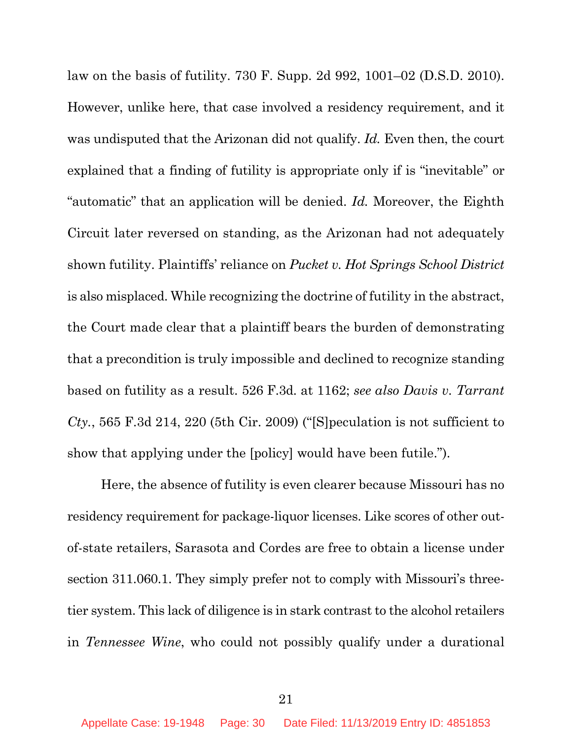law on the basis of futility. 730 F. Supp. 2d 992, 1001–02 (D.S.D. 2010). However, unlike here, that case involved a residency requirement, and it was undisputed that the Arizonan did not qualify. *Id.* Even then, the court explained that a finding of futility is appropriate only if is "inevitable" or "automatic" that an application will be denied. *Id.* Moreover, the Eighth Circuit later reversed on standing, as the Arizonan had not adequately shown futility. Plaintiffs' reliance on *Pucket v. Hot Springs School District* is also misplaced. While recognizing the doctrine of futility in the abstract, the Court made clear that a plaintiff bears the burden of demonstrating that a precondition is truly impossible and declined to recognize standing based on futility as a result. 526 F.3d. at 1162; *see also Davis v. Tarrant Cty.*, 565 F.3d 214, 220 (5th Cir. 2009) ("[S]peculation is not sufficient to show that applying under the [policy] would have been futile.").

Here, the absence of futility is even clearer because Missouri has no residency requirement for package-liquor licenses. Like scores of other out-of-state retailers, Sarasota and Cordes are free to obtain a license under section 311.060.1. They simply prefer not to comply with Missouri's three-tier system. This lack of diligence is in stark contrast to the alcohol retailers in *Tennessee Wine*, who could not possibly qualify under a durational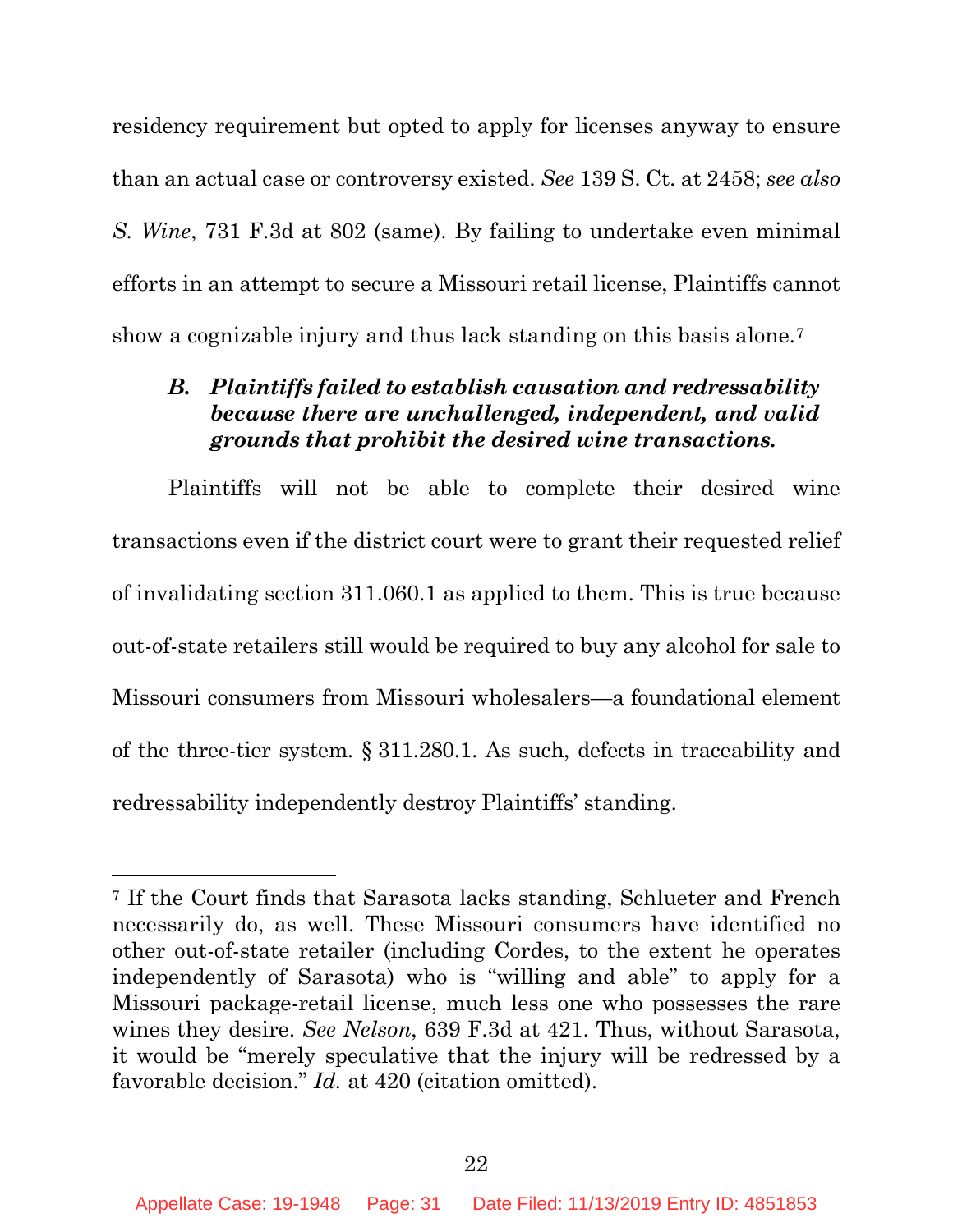residency requirement but opted to apply for licenses anyway to ensure than an actual case or controversy existed. *See* 139 S. Ct. at 2458; *see also S. Wine*, 731 F.3d at 802 (same). By failing to undertake even minimal efforts in an attempt to secure a Missouri retail license, Plaintiffs cannot show a cognizable injury and thus lack standing on this basis alone.[7]

### *B. Plaintiffs failed to establish causation and redressability because there are unchallenged, independent, and valid grounds that prohibit the desired wine transactions.*

Plaintiffs will not be able to complete their desired wine transactions even if the district court were to grant their requested relief of invalidating section 311.060.1 as applied to them. This is true because out-of-state retailers still would be required to buy any alcohol for sale to Missouri consumers from Missouri wholesalers—a foundational element of the three-tier system. § 311.280.1. As such, defects in traceability and redressability independently destroy Plaintiffs' standing.

---

[7] If the Court finds that Sarasota lacks standing, Schlueter and French necessarily do, as well. These Missouri consumers have identified no other out-of-state retailer (including Cordes, to the extent he operates independently of Sarasota) who is "willing and able" to apply for a Missouri package-retail license, much less one who possesses the rare wines they desire. *See Nelson*, 639 F.3d at 421. Thus, without Sarasota, it would be "merely speculative that the injury will be redressed by a favorable decision." *Id.* at 420 (citation omitted).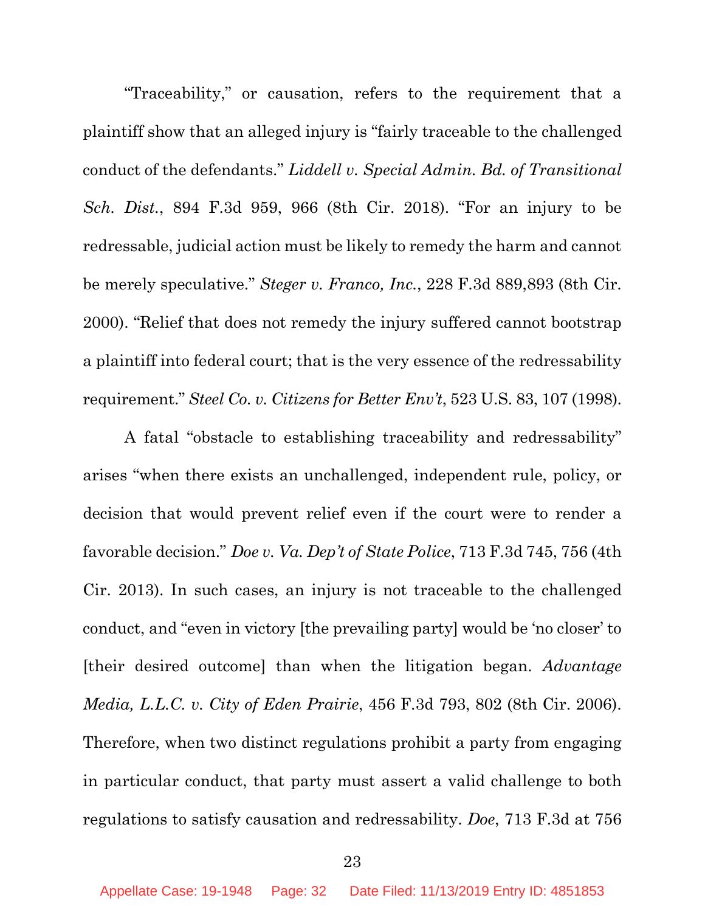"Traceability," or causation, refers to the requirement that a plaintiff show that an alleged injury is "fairly traceable to the challenged conduct of the defendants." *Liddell v. Special Admin. Bd. of Transitional Sch. Dist.*, 894 F.3d 959, 966 (8th Cir. 2018). "For an injury to be redressable, judicial action must be likely to remedy the harm and cannot be merely speculative." *Steger v. Franco, Inc.*, 228 F.3d 889,893 (8th Cir. 2000). "Relief that does not remedy the injury suffered cannot bootstrap a plaintiff into federal court; that is the very essence of the redressability requirement." *Steel Co. v. Citizens for Better Env't*, 523 U.S. 83, 107 (1998).

A fatal "obstacle to establishing traceability and redressability" arises "when there exists an unchallenged, independent rule, policy, or decision that would prevent relief even if the court were to render a favorable decision." *Doe v. Va. Dep't of State Police*, 713 F.3d 745, 756 (4th Cir. 2013). In such cases, an injury is not traceable to the challenged conduct, and "even in victory [the prevailing party] would be 'no closer' to [their desired outcome] than when the litigation began. *Advantage Media, L.L.C. v. City of Eden Prairie*, 456 F.3d 793, 802 (8th Cir. 2006). Therefore, when two distinct regulations prohibit a party from engaging in particular conduct, that party must assert a valid challenge to both regulations to satisfy causation and redressability. *Doe*, 713 F.3d at 756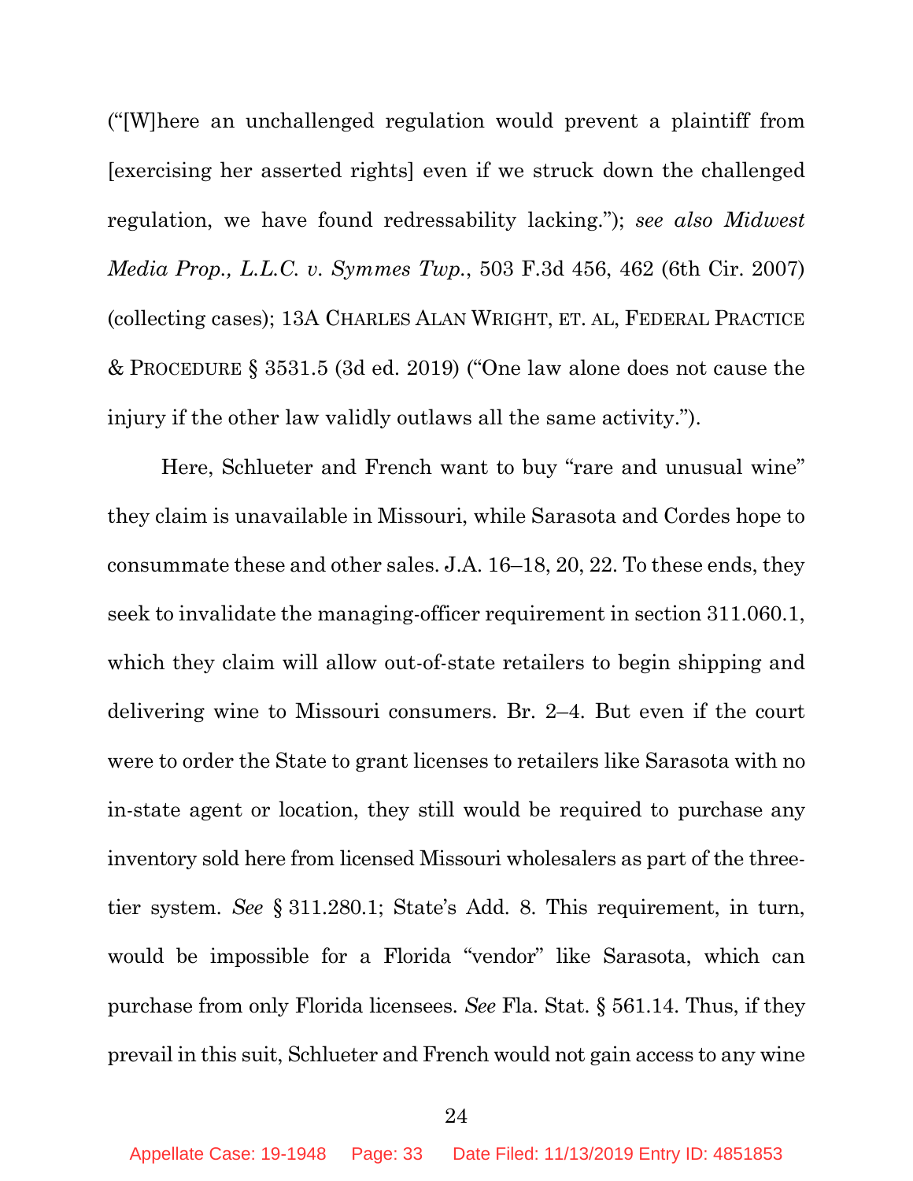("[W]here an unchallenged regulation would prevent a plaintiff from [exercising her asserted rights] even if we struck down the challenged regulation, we have found redressability lacking."); *see also Midwest Media Prop., L.L.C. v. Symmes Twp.*, 503 F.3d 456, 462 (6th Cir. 2007) (collecting cases); 13A CHARLES ALAN WRIGHT, ET. AL, FEDERAL PRACTICE & PROCEDURE § 3531.5 (3d ed. 2019) ("One law alone does not cause the injury if the other law validly outlaws all the same activity.").

Here, Schlueter and French want to buy "rare and unusual wine" they claim is unavailable in Missouri, while Sarasota and Cordes hope to consummate these and other sales. J.A. 16–18, 20, 22. To these ends, they seek to invalidate the managing-officer requirement in section 311.060.1, which they claim will allow out-of-state retailers to begin shipping and delivering wine to Missouri consumers. Br. 2–4. But even if the court were to order the State to grant licenses to retailers like Sarasota with no in-state agent or location, they still would be required to purchase any inventory sold here from licensed Missouri wholesalers as part of the three-tier system. *See* § 311.280.1; State's Add. 8. This requirement, in turn, would be impossible for a Florida "vendor" like Sarasota, which can purchase from only Florida licensees. *See* Fla. Stat. § 561.14. Thus, if they prevail in this suit, Schlueter and French would not gain access to any wine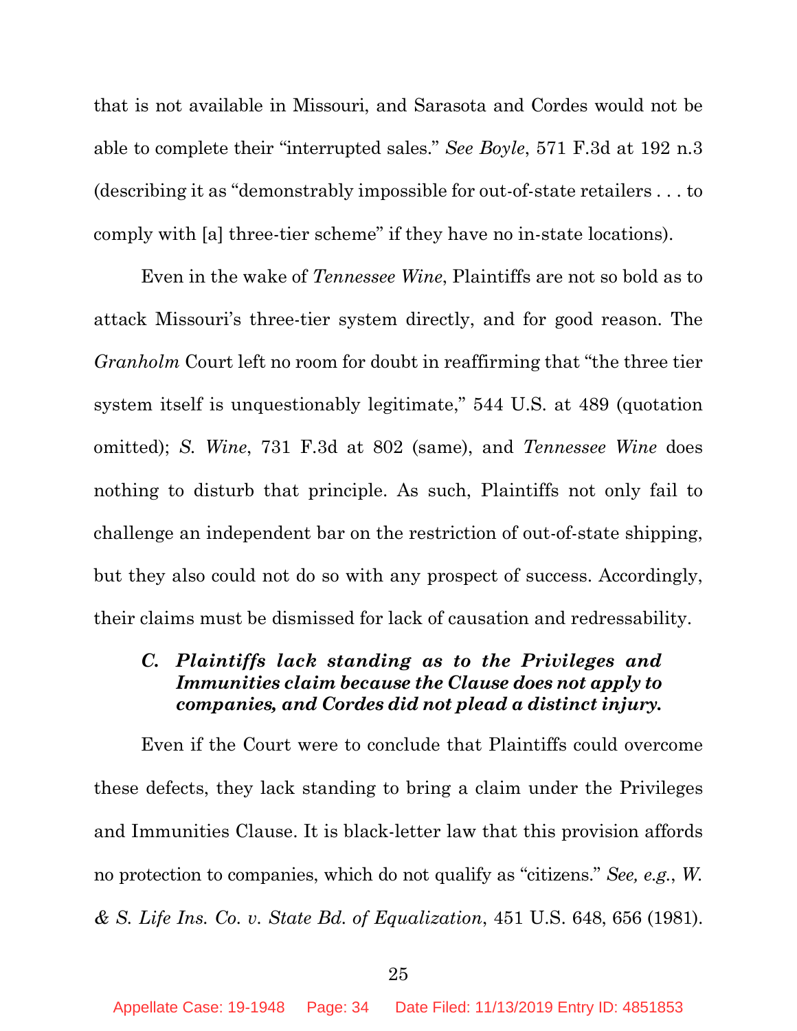that is not available in Missouri, and Sarasota and Cordes would not be able to complete their "interrupted sales." *See Boyle*, 571 F.3d at 192 n.3 (describing it as "demonstrably impossible for out-of-state retailers . . . to comply with [a] three-tier scheme" if they have no in-state locations).

Even in the wake of *Tennessee Wine*, Plaintiffs are not so bold as to attack Missouri's three-tier system directly, and for good reason. The *Granholm* Court left no room for doubt in reaffirming that "the three tier system itself is unquestionably legitimate," 544 U.S. at 489 (quotation omitted); *S. Wine*, 731 F.3d at 802 (same), and *Tennessee Wine* does nothing to disturb that principle. As such, Plaintiffs not only fail to challenge an independent bar on the restriction of out-of-state shipping, but they also could not do so with any prospect of success. Accordingly, their claims must be dismissed for lack of causation and redressability.

### *C. Plaintiffs lack standing as to the Privileges and Immunities claim because the Clause does not apply to companies, and Cordes did not plead a distinct injury.*

Even if the Court were to conclude that Plaintiffs could overcome these defects, they lack standing to bring a claim under the Privileges and Immunities Clause. It is black-letter law that this provision affords no protection to companies, which do not qualify as "citizens." *See, e.g.*, *W. & S. Life Ins. Co. v. State Bd. of Equalization*, 451 U.S. 648, 656 (1981).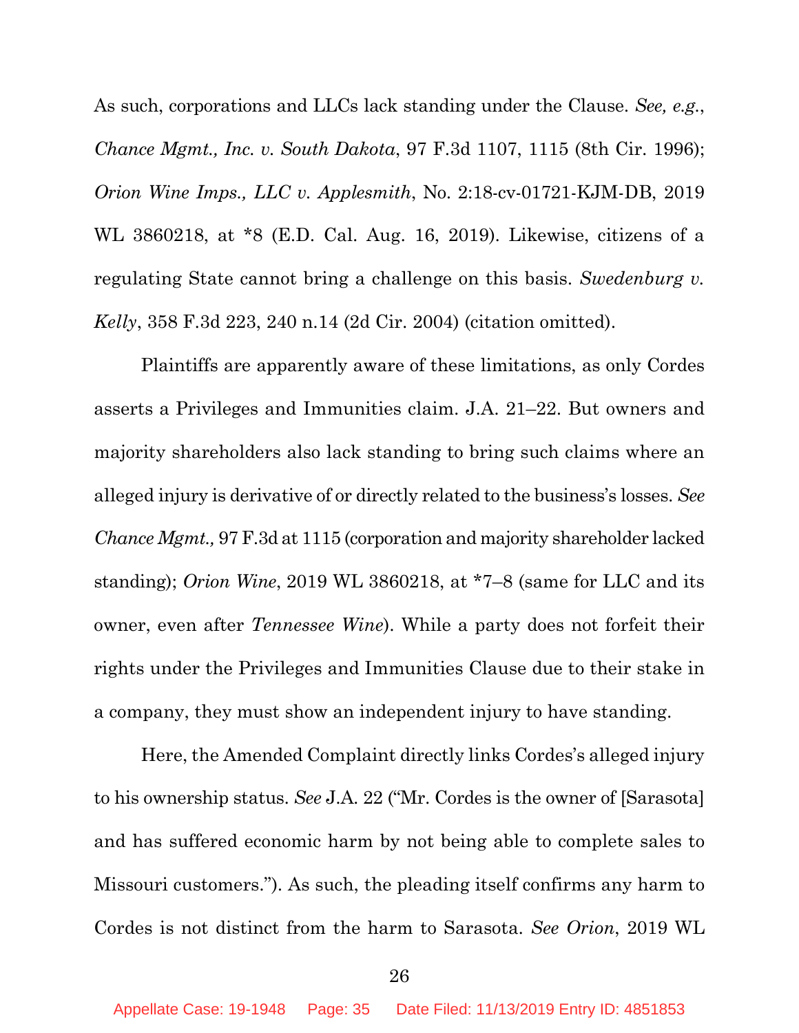As such, corporations and LLCs lack standing under the Clause. *See, e.g.*, *Chance Mgmt., Inc. v. South Dakota*, 97 F.3d 1107, 1115 (8th Cir. 1996); *Orion Wine Imps., LLC v. Applesmith*, No. 2:18-cv-01721-KJM-DB, 2019 WL 3860218, at *8 (E.D. Cal. Aug. 16, 2019). Likewise, citizens of a regulating State cannot bring a challenge on this basis. *Swedenburg v. Kelly*, 358 F.3d 223, 240 n.14 (2d Cir. 2004) (citation omitted).

Plaintiffs are apparently aware of these limitations, as only Cordes asserts a Privileges and Immunities claim. J.A. 21–22. But owners and majority shareholders also lack standing to bring such claims where an alleged injury is derivative of or directly related to the business's losses. *See Chance Mgmt.,* 97 F.3d at 1115 (corporation and majority shareholder lacked standing); *Orion Wine*, 2019 WL 3860218, at *7–8 (same for LLC and its owner, even after *Tennessee Wine*). While a party does not forfeit their rights under the Privileges and Immunities Clause due to their stake in a company, they must show an independent injury to have standing.

Here, the Amended Complaint directly links Cordes's alleged injury to his ownership status. *See* J.A. 22 ("Mr. Cordes is the owner of [Sarasota] and has suffered economic harm by not being able to complete sales to Missouri customers."). As such, the pleading itself confirms any harm to Cordes is not distinct from the harm to Sarasota. *See Orion*, 2019 WL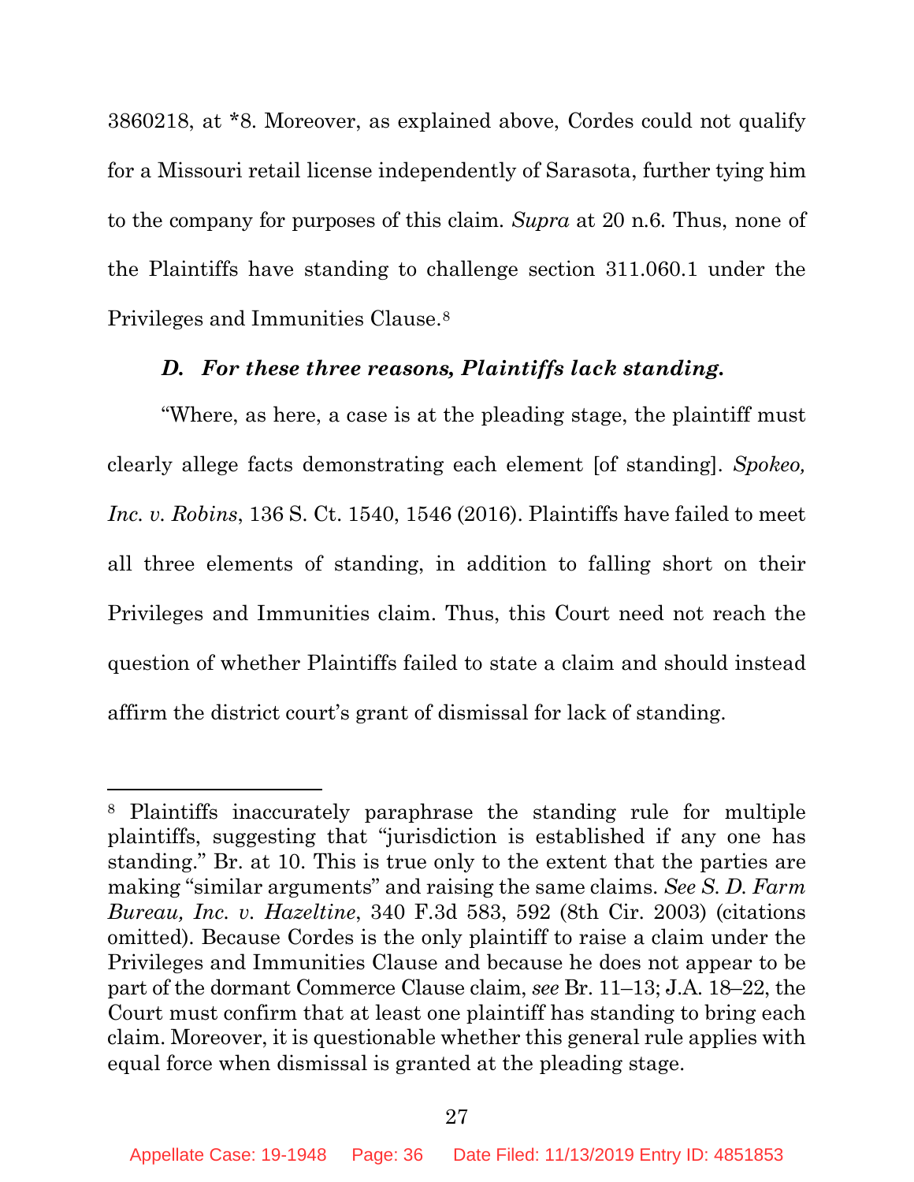3860218, at *8. Moreover, as explained above, Cordes could not qualify for a Missouri retail license independently of Sarasota, further tying him to the company for purposes of this claim. *Supra* at 20 n.6. Thus, none of the Plaintiffs have standing to challenge section 311.060.1 under the Privileges and Immunities Clause.[8]

### *D. For these three reasons, Plaintiffs lack standing.*

"Where, as here, a case is at the pleading stage, the plaintiff must clearly allege facts demonstrating each element [of standing]. *Spokeo, Inc. v. Robins*, 136 S. Ct. 1540, 1546 (2016). Plaintiffs have failed to meet all three elements of standing, in addition to falling short on their Privileges and Immunities claim. Thus, this Court need not reach the question of whether Plaintiffs failed to state a claim and should instead affirm the district court's grant of dismissal for lack of standing.

---

[8] Plaintiffs inaccurately paraphrase the standing rule for multiple plaintiffs, suggesting that "jurisdiction is established if any one has standing." Br. at 10. This is true only to the extent that the parties are making "similar arguments" and raising the same claims. *See S. D. Farm Bureau, Inc. v. Hazeltine*, 340 F.3d 583, 592 (8th Cir. 2003) (citations omitted). Because Cordes is the only plaintiff to raise a claim under the Privileges and Immunities Clause and because he does not appear to be part of the dormant Commerce Clause claim, *see* Br. 11–13; J.A. 18–22, the Court must confirm that at least one plaintiff has standing to bring each claim. Moreover, it is questionable whether this general rule applies with equal force when dismissal is granted at the pleading stage.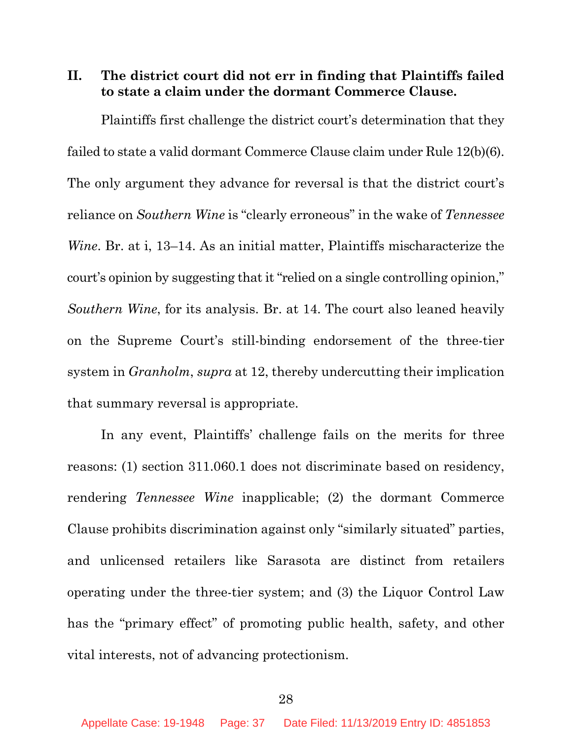## II. The district court did not err in finding that Plaintiffs failed to state a claim under the dormant Commerce Clause.

Plaintiffs first challenge the district court's determination that they failed to state a valid dormant Commerce Clause claim under Rule 12(b)(6). The only argument they advance for reversal is that the district court's reliance on *Southern Wine* is "clearly erroneous" in the wake of *Tennessee Wine*. Br. at i, 13–14. As an initial matter, Plaintiffs mischaracterize the court's opinion by suggesting that it "relied on a single controlling opinion," *Southern Wine*, for its analysis. Br. at 14. The court also leaned heavily on the Supreme Court's still-binding endorsement of the three-tier system in *Granholm*, *supra* at 12, thereby undercutting their implication that summary reversal is appropriate.

In any event, Plaintiffs' challenge fails on the merits for three reasons: (1) section 311.060.1 does not discriminate based on residency, rendering *Tennessee Wine* inapplicable; (2) the dormant Commerce Clause prohibits discrimination against only "similarly situated" parties, and unlicensed retailers like Sarasota are distinct from retailers operating under the three-tier system; and (3) the Liquor Control Law has the "primary effect" of promoting public health, safety, and other vital interests, not of advancing protectionism.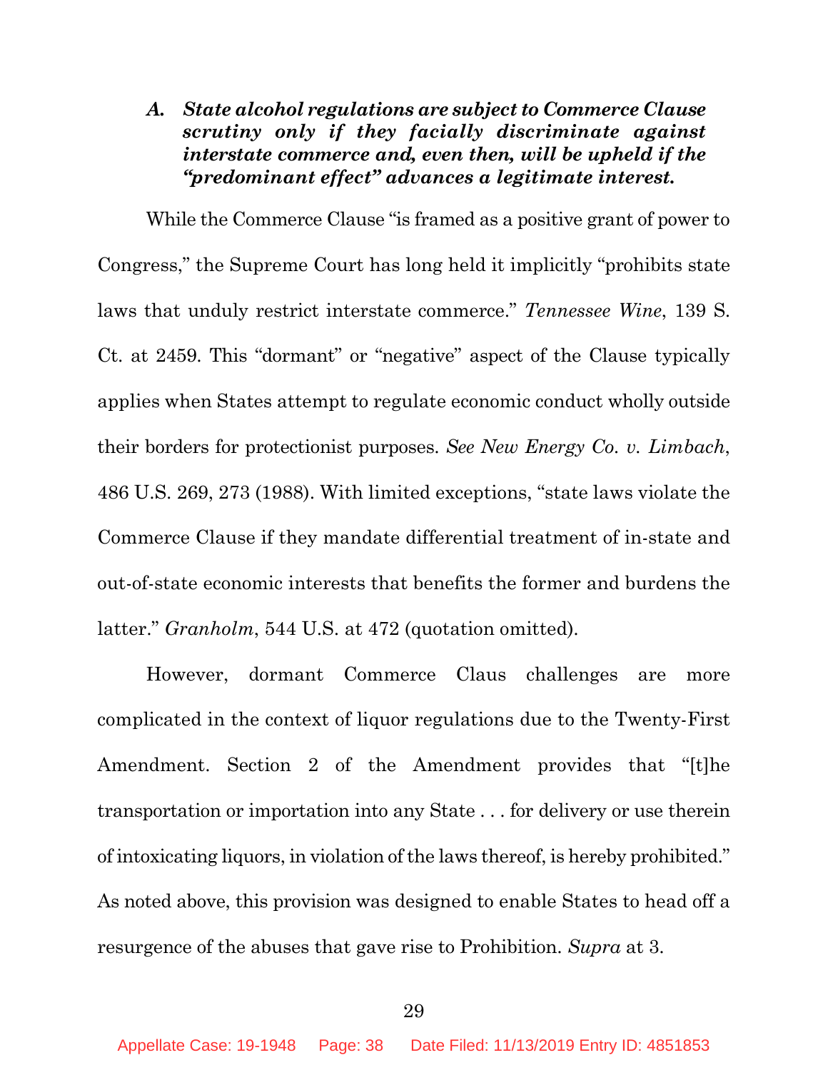### *A. State alcohol regulations are subject to Commerce Clause scrutiny only if they facially discriminate against interstate commerce and, even then, will be upheld if the "predominant effect" advances a legitimate interest.*

While the Commerce Clause "is framed as a positive grant of power to Congress," the Supreme Court has long held it implicitly "prohibits state laws that unduly restrict interstate commerce." *Tennessee Wine*, 139 S. Ct. at 2459. This "dormant" or "negative" aspect of the Clause typically applies when States attempt to regulate economic conduct wholly outside their borders for protectionist purposes. *See New Energy Co. v. Limbach*, 486 U.S. 269, 273 (1988). With limited exceptions, "state laws violate the Commerce Clause if they mandate differential treatment of in-state and out-of-state economic interests that benefits the former and burdens the latter." *Granholm*, 544 U.S. at 472 (quotation omitted).

However, dormant Commerce Claus challenges are more complicated in the context of liquor regulations due to the Twenty-First Amendment. Section 2 of the Amendment provides that "[t]he transportation or importation into any State . . . for delivery or use therein of intoxicating liquors, in violation of the laws thereof, is hereby prohibited." As noted above, this provision was designed to enable States to head off a resurgence of the abuses that gave rise to Prohibition. *Supra* at 3.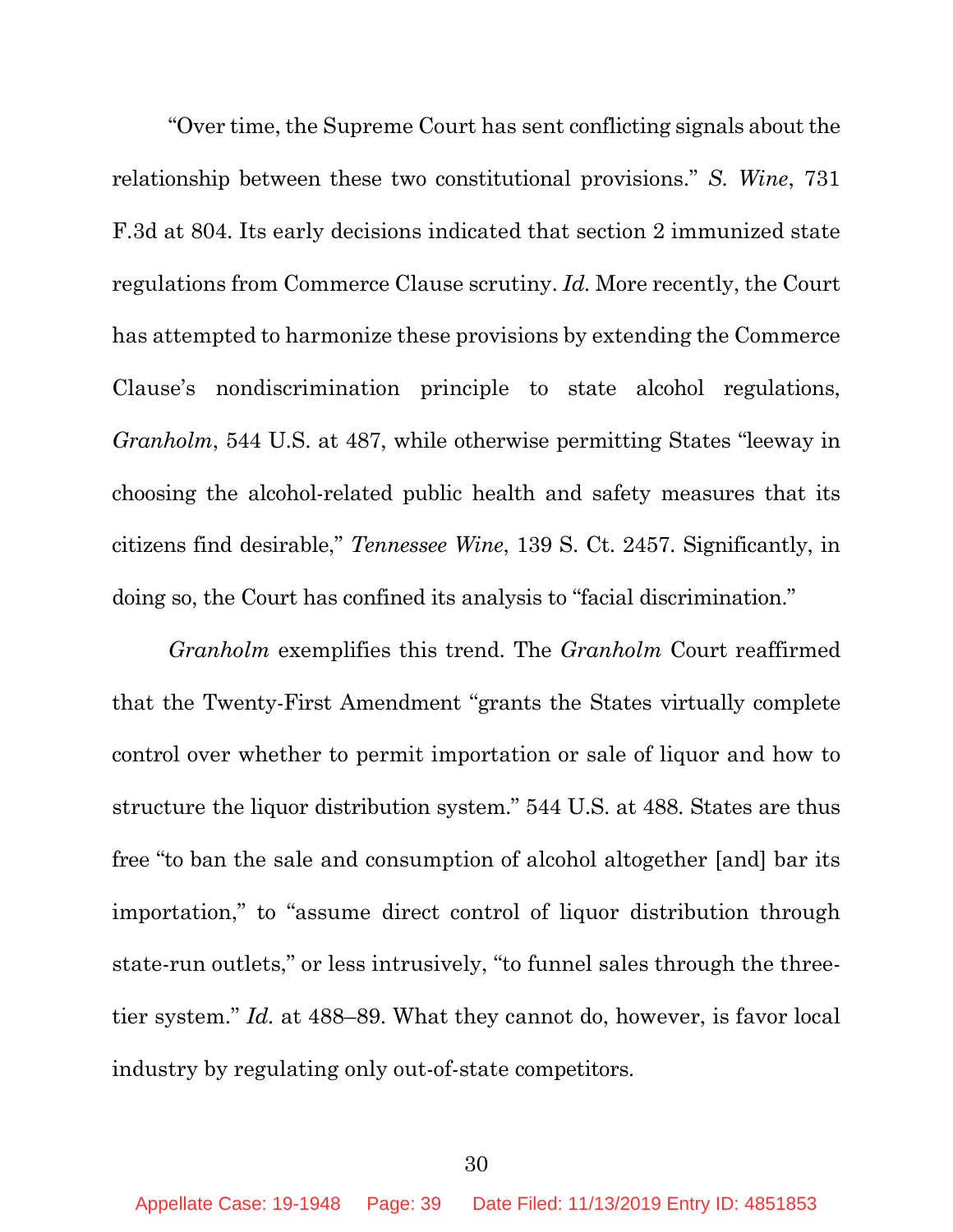"Over time, the Supreme Court has sent conflicting signals about the relationship between these two constitutional provisions." *S. Wine*, 731 F.3d at 804. Its early decisions indicated that section 2 immunized state regulations from Commerce Clause scrutiny. *Id.* More recently, the Court has attempted to harmonize these provisions by extending the Commerce Clause's nondiscrimination principle to state alcohol regulations, *Granholm*, 544 U.S. at 487, while otherwise permitting States "leeway in choosing the alcohol-related public health and safety measures that its citizens find desirable," *Tennessee Wine*, 139 S. Ct. 2457. Significantly, in doing so, the Court has confined its analysis to "facial discrimination."

*Granholm* exemplifies this trend. The *Granholm* Court reaffirmed that the Twenty-First Amendment "grants the States virtually complete control over whether to permit importation or sale of liquor and how to structure the liquor distribution system." 544 U.S. at 488. States are thus free "to ban the sale and consumption of alcohol altogether [and] bar its importation," to "assume direct control of liquor distribution through state-run outlets," or less intrusively, "to funnel sales through the three-tier system." *Id.* at 488–89. What they cannot do, however, is favor local industry by regulating only out-of-state competitors.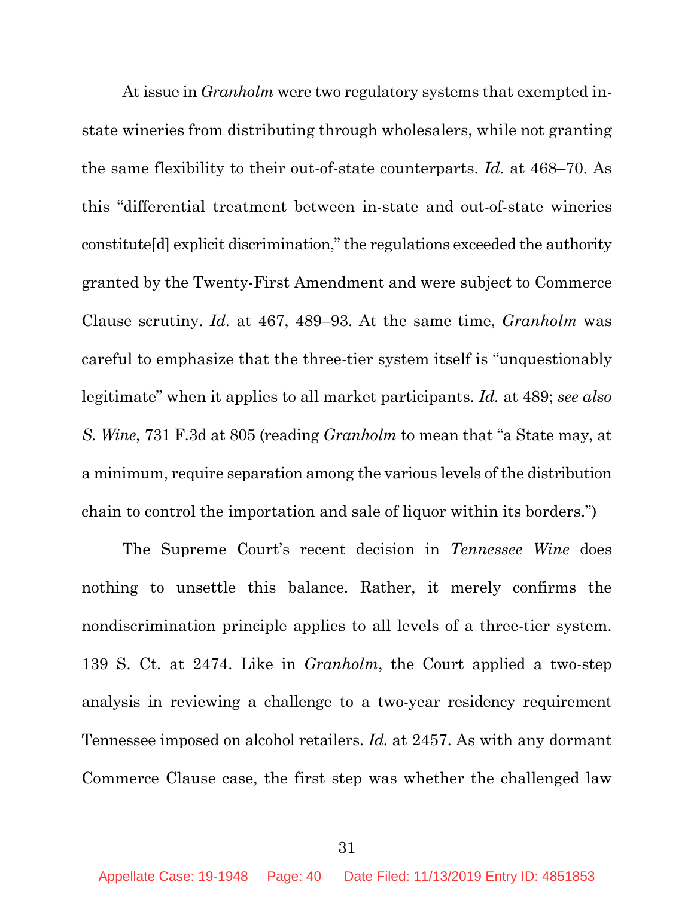At issue in *Granholm* were two regulatory systems that exempted in-state wineries from distributing through wholesalers, while not granting the same flexibility to their out-of-state counterparts. *Id.* at 468–70. As this "differential treatment between in-state and out-of-state wineries constitute[d] explicit discrimination," the regulations exceeded the authority granted by the Twenty-First Amendment and were subject to Commerce Clause scrutiny. *Id.* at 467, 489–93. At the same time, *Granholm* was careful to emphasize that the three-tier system itself is "unquestionably legitimate" when it applies to all market participants. *Id.* at 489; *see also S. Wine*, 731 F.3d at 805 (reading *Granholm* to mean that "a State may, at a minimum, require separation among the various levels of the distribution chain to control the importation and sale of liquor within its borders.")

The Supreme Court's recent decision in *Tennessee Wine* does nothing to unsettle this balance. Rather, it merely confirms the nondiscrimination principle applies to all levels of a three-tier system. 139 S. Ct. at 2474. Like in *Granholm*, the Court applied a two-step analysis in reviewing a challenge to a two-year residency requirement Tennessee imposed on alcohol retailers. *Id.* at 2457. As with any dormant Commerce Clause case, the first step was whether the challenged law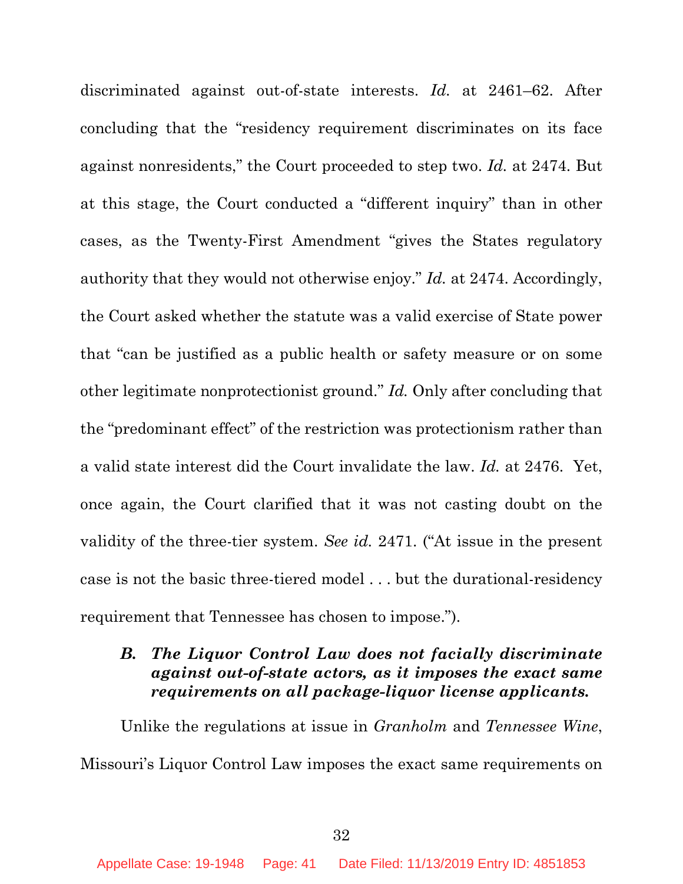discriminated against out-of-state interests. *Id.* at 2461–62. After concluding that the "residency requirement discriminates on its face against nonresidents," the Court proceeded to step two. *Id.* at 2474. But at this stage, the Court conducted a "different inquiry" than in other cases, as the Twenty-First Amendment "gives the States regulatory authority that they would not otherwise enjoy." *Id.* at 2474. Accordingly, the Court asked whether the statute was a valid exercise of State power that "can be justified as a public health or safety measure or on some other legitimate nonprotectionist ground." *Id.* Only after concluding that the "predominant effect" of the restriction was protectionism rather than a valid state interest did the Court invalidate the law. *Id.* at 2476. Yet, once again, the Court clarified that it was not casting doubt on the validity of the three-tier system. *See id.* 2471. ("At issue in the present case is not the basic three-tiered model . . . but the durational-residency requirement that Tennessee has chosen to impose.").

### *B. The Liquor Control Law does not facially discriminate against out-of-state actors, as it imposes the exact same requirements on all package-liquor license applicants.*

Unlike the regulations at issue in *Granholm* and *Tennessee Wine*, Missouri's Liquor Control Law imposes the exact same requirements on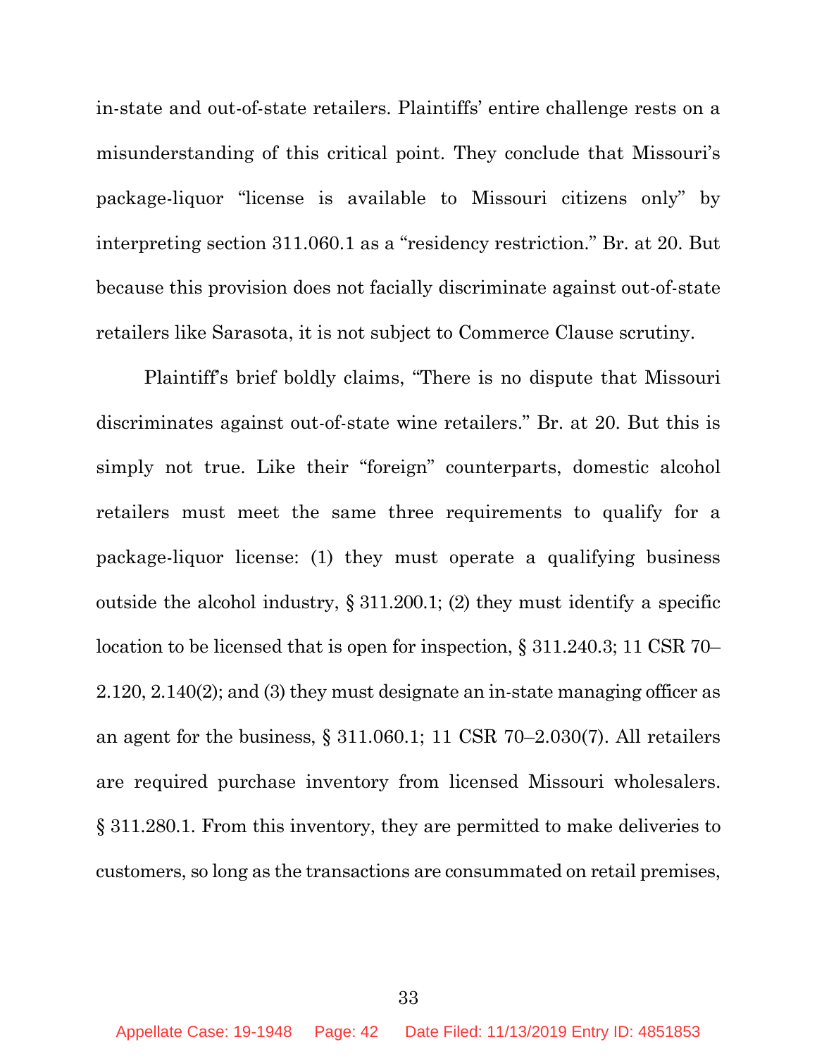in-state and out-of-state retailers. Plaintiffs' entire challenge rests on a misunderstanding of this critical point. They conclude that Missouri's package-liquor "license is available to Missouri citizens only" by interpreting section 311.060.1 as a "residency restriction." Br. at 20. But because this provision does not facially discriminate against out-of-state retailers like Sarasota, it is not subject to Commerce Clause scrutiny.

Plaintiff's brief boldly claims, "There is no dispute that Missouri discriminates against out-of-state wine retailers." Br. at 20. But this is simply not true. Like their "foreign" counterparts, domestic alcohol retailers must meet the same three requirements to qualify for a package-liquor license: (1) they must operate a qualifying business outside the alcohol industry, § 311.200.1; (2) they must identify a specific location to be licensed that is open for inspection, § 311.240.3; 11 CSR 70–2.120, 2.140(2); and (3) they must designate an in-state managing officer as an agent for the business, § 311.060.1; 11 CSR 70–2.030(7). All retailers are required purchase inventory from licensed Missouri wholesalers. § 311.280.1. From this inventory, they are permitted to make deliveries to customers, so long as the transactions are consummated on retail premises,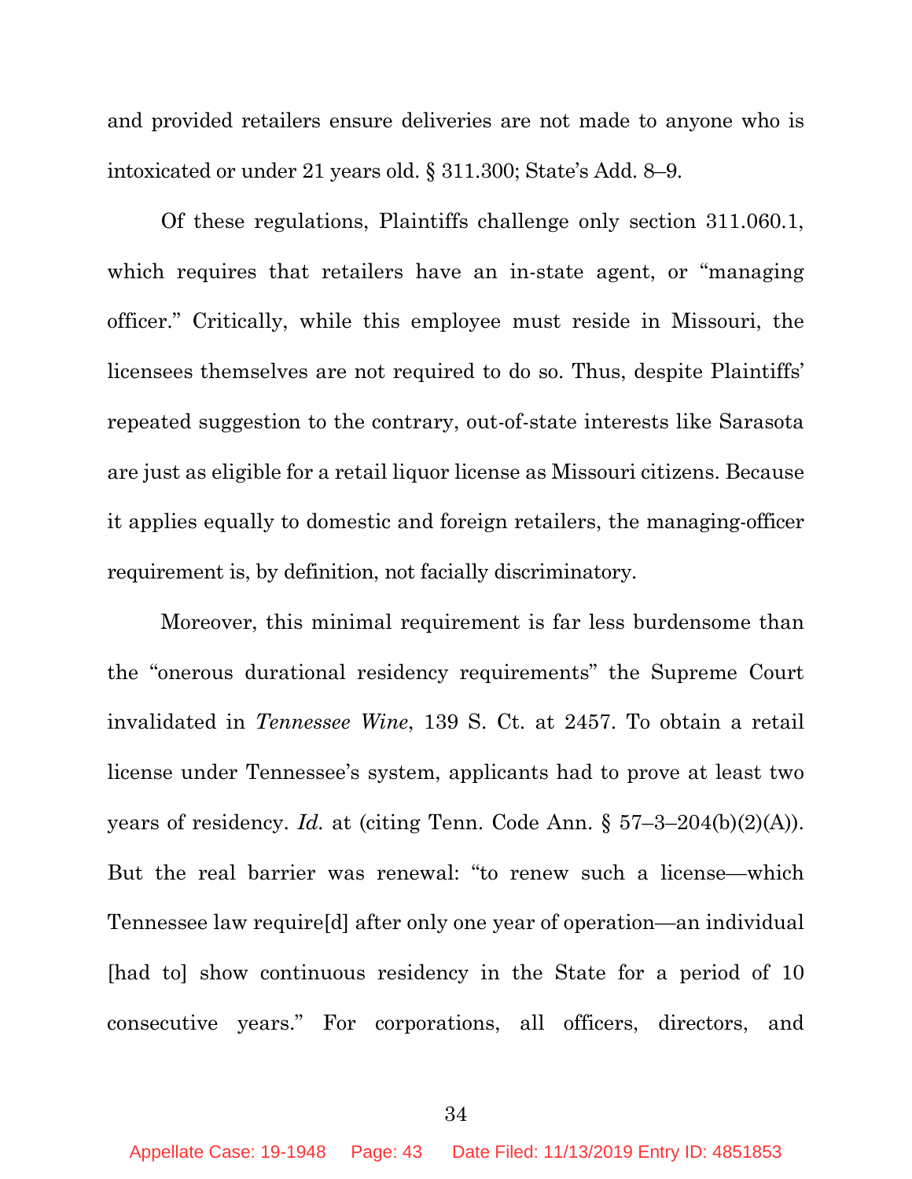and provided retailers ensure deliveries are not made to anyone who is intoxicated or under 21 years old. § 311.300; State's Add. 8–9.

Of these regulations, Plaintiffs challenge only section 311.060.1, which requires that retailers have an in-state agent, or "managing officer." Critically, while this employee must reside in Missouri, the licensees themselves are not required to do so. Thus, despite Plaintiffs' repeated suggestion to the contrary, out-of-state interests like Sarasota are just as eligible for a retail liquor license as Missouri citizens. Because it applies equally to domestic and foreign retailers, the managing-officer requirement is, by definition, not facially discriminatory.

Moreover, this minimal requirement is far less burdensome than the "onerous durational residency requirements" the Supreme Court invalidated in *Tennessee Wine*, 139 S. Ct. at 2457. To obtain a retail license under Tennessee's system, applicants had to prove at least two years of residency. *Id.* at (citing Tenn. Code Ann. § 57–3–204(b)(2)(A)). But the real barrier was renewal: "to renew such a license—which Tennessee law require[d] after only one year of operation—an individual [had to] show continuous residency in the State for a period of 10 consecutive years." For corporations, all officers, directors, and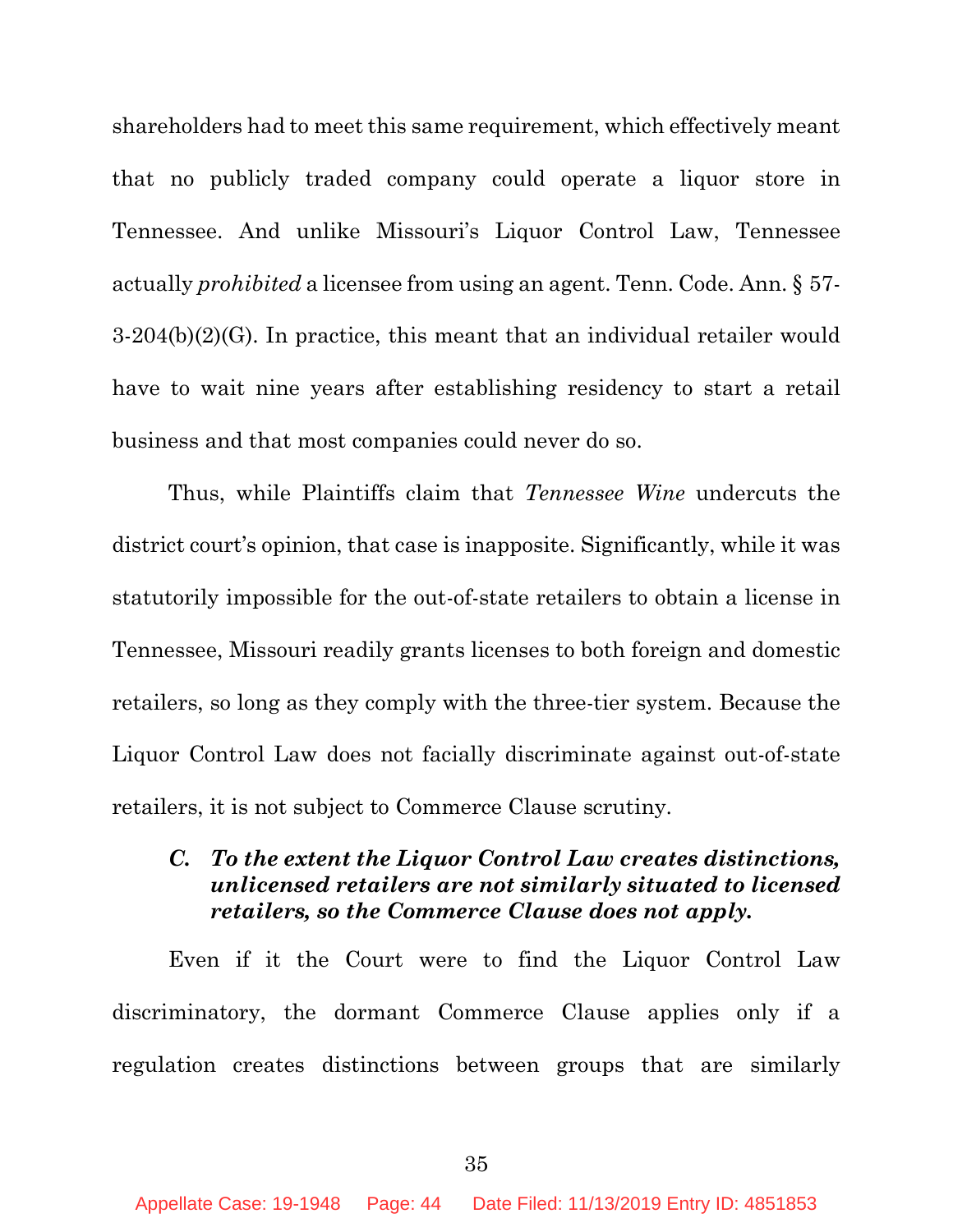shareholders had to meet this same requirement, which effectively meant that no publicly traded company could operate a liquor store in Tennessee. And unlike Missouri's Liquor Control Law, Tennessee actually *prohibited* a licensee from using an agent. Tenn. Code. Ann. § 57-3-204(b)(2)(G). In practice, this meant that an individual retailer would have to wait nine years after establishing residency to start a retail business and that most companies could never do so.

Thus, while Plaintiffs claim that *Tennessee Wine* undercuts the district court's opinion, that case is inapposite. Significantly, while it was statutorily impossible for the out-of-state retailers to obtain a license in Tennessee, Missouri readily grants licenses to both foreign and domestic retailers, so long as they comply with the three-tier system. Because the Liquor Control Law does not facially discriminate against out-of-state retailers, it is not subject to Commerce Clause scrutiny.

### *C. To the extent the Liquor Control Law creates distinctions, unlicensed retailers are not similarly situated to licensed retailers, so the Commerce Clause does not apply.*

Even if it the Court were to find the Liquor Control Law discriminatory, the dormant Commerce Clause applies only if a regulation creates distinctions between groups that are similarly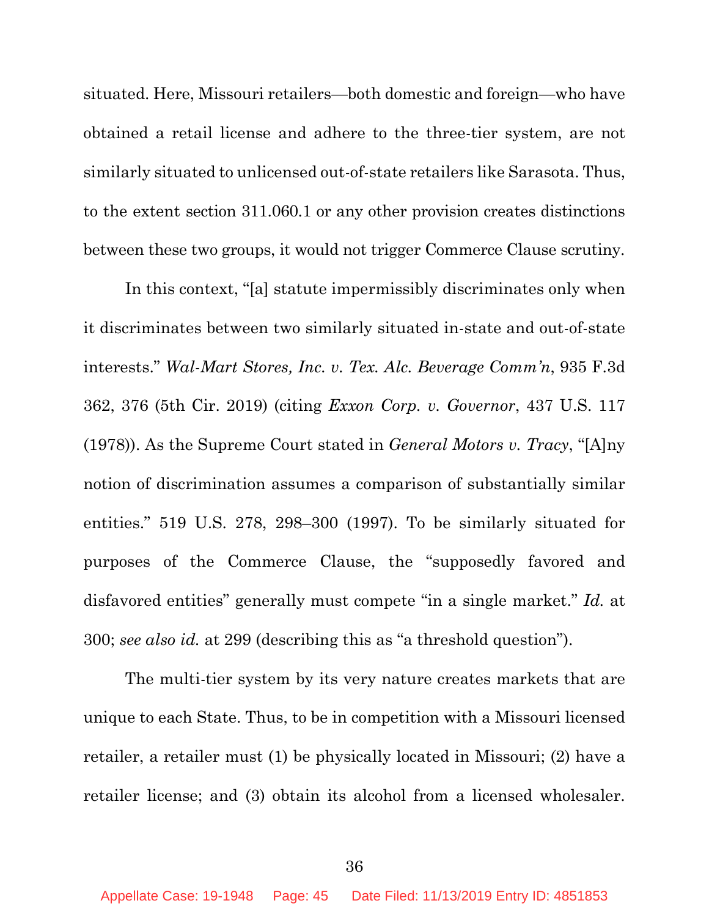situated. Here, Missouri retailers—both domestic and foreign—who have obtained a retail license and adhere to the three-tier system, are not similarly situated to unlicensed out-of-state retailers like Sarasota. Thus, to the extent section 311.060.1 or any other provision creates distinctions between these two groups, it would not trigger Commerce Clause scrutiny.

In this context, "[a] statute impermissibly discriminates only when it discriminates between two similarly situated in-state and out-of-state interests." *Wal-Mart Stores, Inc. v. Tex. Alc. Beverage Comm'n*, 935 F.3d 362, 376 (5th Cir. 2019) (citing *Exxon Corp. v. Governor*, 437 U.S. 117 (1978)). As the Supreme Court stated in *General Motors v. Tracy*, "[A]ny notion of discrimination assumes a comparison of substantially similar entities." 519 U.S. 278, 298–300 (1997). To be similarly situated for purposes of the Commerce Clause, the "supposedly favored and disfavored entities" generally must compete "in a single market." *Id.* at 300; *see also id.* at 299 (describing this as "a threshold question").

The multi-tier system by its very nature creates markets that are unique to each State. Thus, to be in competition with a Missouri licensed retailer, a retailer must (1) be physically located in Missouri; (2) have a retailer license; and (3) obtain its alcohol from a licensed wholesaler.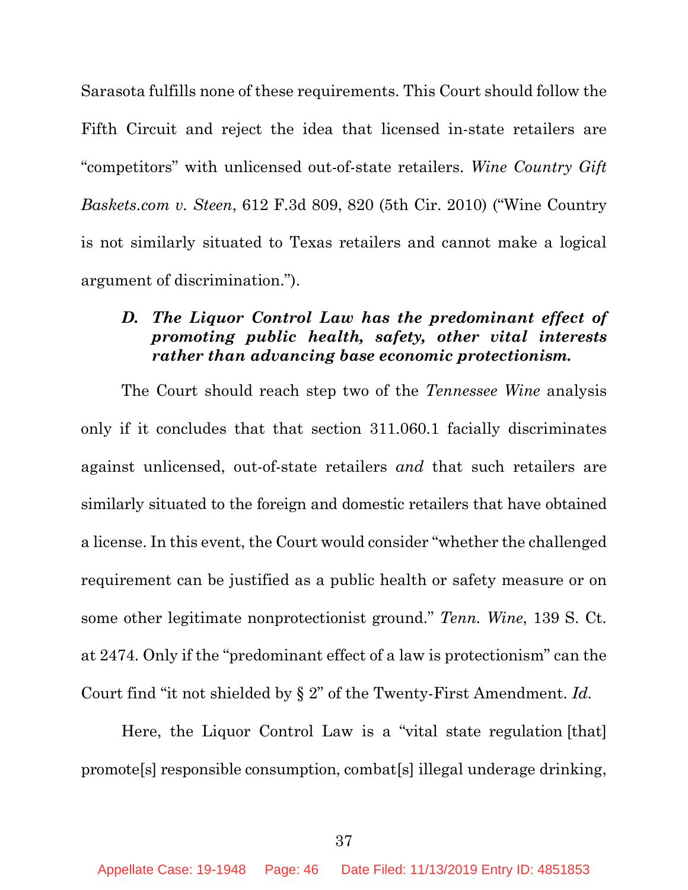Sarasota fulfills none of these requirements. This Court should follow the Fifth Circuit and reject the idea that licensed in-state retailers are "competitors" with unlicensed out-of-state retailers. *Wine Country Gift Baskets.com v. Steen*, 612 F.3d 809, 820 (5th Cir. 2010) ("Wine Country is not similarly situated to Texas retailers and cannot make a logical argument of discrimination.").

### *D. The Liquor Control Law has the predominant effect of promoting public health, safety, other vital interests rather than advancing base economic protectionism.*

The Court should reach step two of the *Tennessee Wine* analysis only if it concludes that that section 311.060.1 facially discriminates against unlicensed, out-of-state retailers *and* that such retailers are similarly situated to the foreign and domestic retailers that have obtained a license. In this event, the Court would consider "whether the challenged requirement can be justified as a public health or safety measure or on some other legitimate nonprotectionist ground." *Tenn. Wine*, 139 S. Ct. at 2474. Only if the "predominant effect of a law is protectionism" can the Court find "it not shielded by § 2" of the Twenty-First Amendment. *Id.*

Here, the Liquor Control Law is a "vital state regulation [that] promote[s] responsible consumption, combat[s] illegal underage drinking,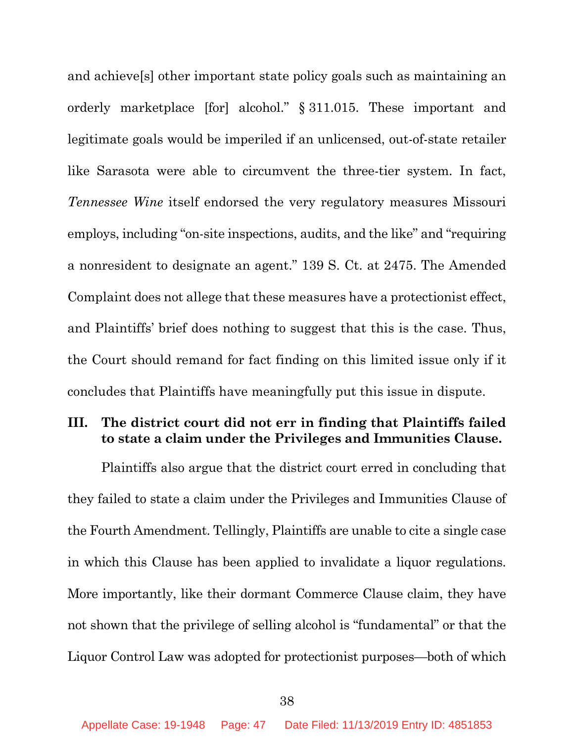and achieve[s] other important state policy goals such as maintaining an orderly marketplace [for] alcohol." § 311.015. These important and legitimate goals would be imperiled if an unlicensed, out-of-state retailer like Sarasota were able to circumvent the three-tier system. In fact, *Tennessee Wine* itself endorsed the very regulatory measures Missouri employs, including "on-site inspections, audits, and the like" and "requiring a nonresident to designate an agent." 139 S. Ct. at 2475. The Amended Complaint does not allege that these measures have a protectionist effect, and Plaintiffs' brief does nothing to suggest that this is the case. Thus, the Court should remand for fact finding on this limited issue only if it concludes that Plaintiffs have meaningfully put this issue in dispute.

## III. The district court did not err in finding that Plaintiffs failed to state a claim under the Privileges and Immunities Clause.

Plaintiffs also argue that the district court erred in concluding that they failed to state a claim under the Privileges and Immunities Clause of the Fourth Amendment. Tellingly, Plaintiffs are unable to cite a single case in which this Clause has been applied to invalidate a liquor regulations. More importantly, like their dormant Commerce Clause claim, they have not shown that the privilege of selling alcohol is "fundamental" or that the Liquor Control Law was adopted for protectionist purposes—both of which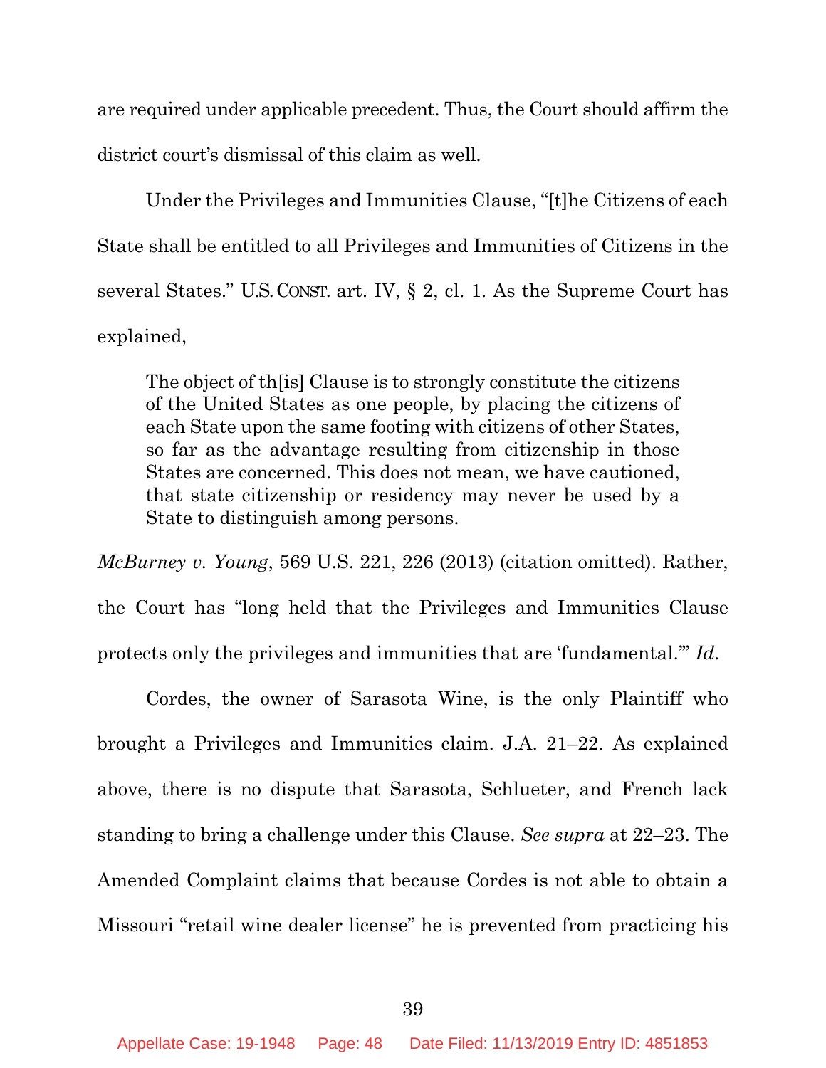are required under applicable precedent. Thus, the Court should affirm the district court's dismissal of this claim as well.

Under the Privileges and Immunities Clause, "[t]he Citizens of each State shall be entitled to all Privileges and Immunities of Citizens in the several States." U.S. CONST. art. IV, § 2, cl. 1. As the Supreme Court has explained,

> The object of th[is] Clause is to strongly constitute the citizens of the United States as one people, by placing the citizens of each State upon the same footing with citizens of other States, so far as the advantage resulting from citizenship in those States are concerned. This does not mean, we have cautioned, that state citizenship or residency may never be used by a State to distinguish among persons.

*McBurney v. Young*, 569 U.S. 221, 226 (2013) (citation omitted). Rather, the Court has "long held that the Privileges and Immunities Clause protects only the privileges and immunities that are 'fundamental.'" *Id.*

Cordes, the owner of Sarasota Wine, is the only Plaintiff who brought a Privileges and Immunities claim. J.A. 21–22. As explained above, there is no dispute that Sarasota, Schlueter, and French lack standing to bring a challenge under this Clause. *See supra* at 22–23. The Amended Complaint claims that because Cordes is not able to obtain a Missouri "retail wine dealer license" he is prevented from practicing his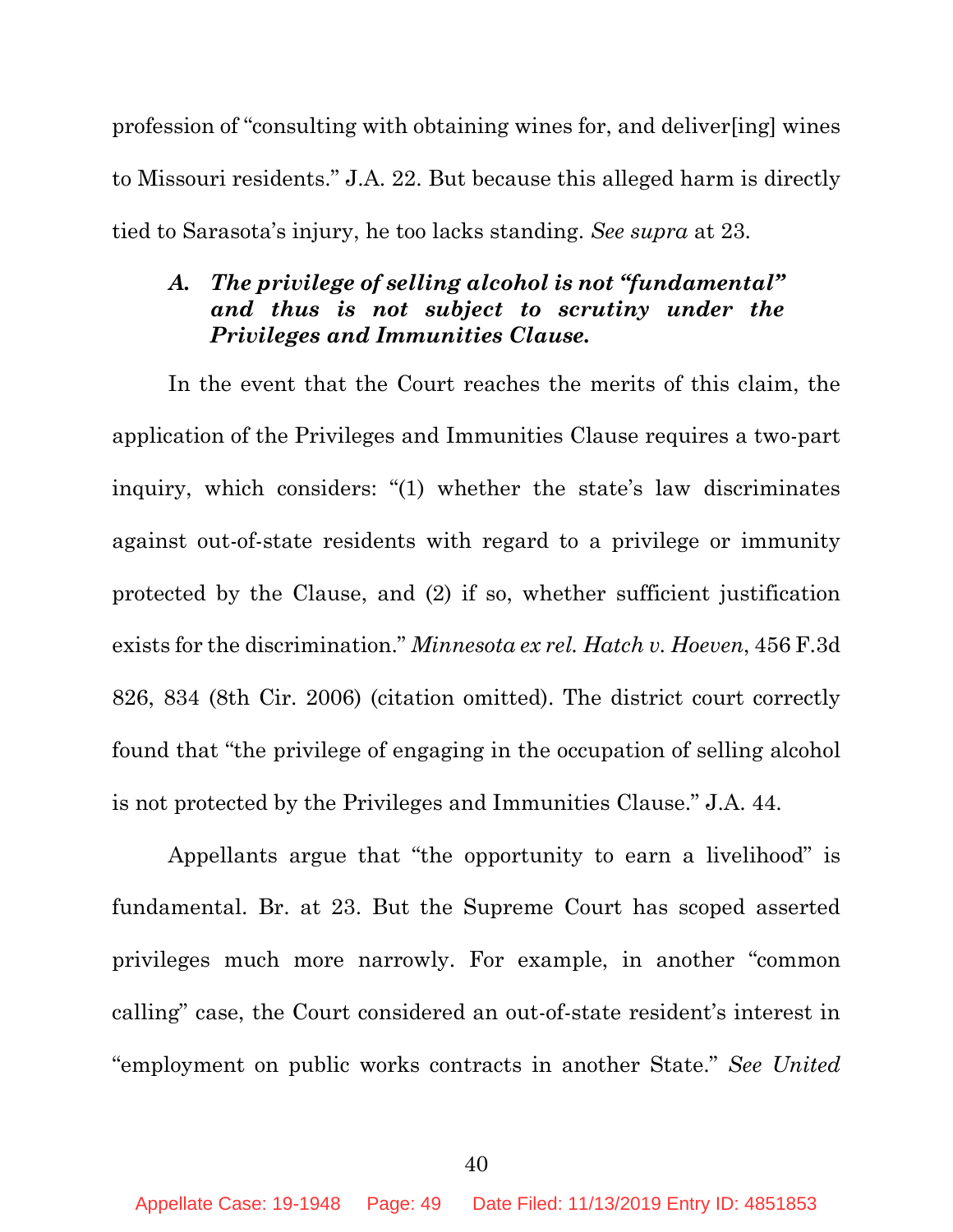profession of "consulting with obtaining wines for, and deliver[ing] wines to Missouri residents." J.A. 22. But because this alleged harm is directly tied to Sarasota's injury, he too lacks standing. *See supra* at 23.

### *A. The privilege of selling alcohol is not "fundamental" and thus is not subject to scrutiny under the Privileges and Immunities Clause.*

In the event that the Court reaches the merits of this claim, the application of the Privileges and Immunities Clause requires a two-part inquiry, which considers: "(1) whether the state's law discriminates against out-of-state residents with regard to a privilege or immunity protected by the Clause, and (2) if so, whether sufficient justification exists for the discrimination." *Minnesota ex rel. Hatch v. Hoeven*, 456 F.3d 826, 834 (8th Cir. 2006) (citation omitted). The district court correctly found that "the privilege of engaging in the occupation of selling alcohol is not protected by the Privileges and Immunities Clause." J.A. 44.

Appellants argue that "the opportunity to earn a livelihood" is fundamental. Br. at 23. But the Supreme Court has scoped asserted privileges much more narrowly. For example, in another "common calling" case, the Court considered an out-of-state resident's interest in "employment on public works contracts in another State." *See United*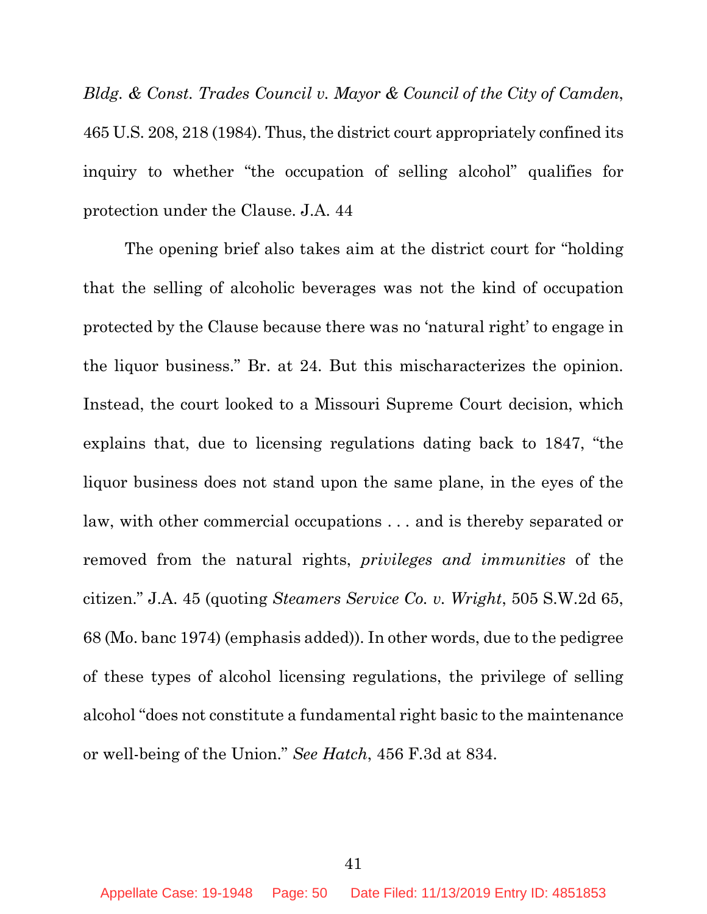*Bldg. & Const. Trades Council v. Mayor & Council of the City of Camden*, 465 U.S. 208, 218 (1984). Thus, the district court appropriately confined its inquiry to whether "the occupation of selling alcohol" qualifies for protection under the Clause. J.A. 44

The opening brief also takes aim at the district court for "holding that the selling of alcoholic beverages was not the kind of occupation protected by the Clause because there was no 'natural right' to engage in the liquor business." Br. at 24. But this mischaracterizes the opinion. Instead, the court looked to a Missouri Supreme Court decision, which explains that, due to licensing regulations dating back to 1847, "the liquor business does not stand upon the same plane, in the eyes of the law, with other commercial occupations . . . and is thereby separated or removed from the natural rights, *privileges and immunities* of the citizen." J.A. 45 (quoting *Steamers Service Co. v. Wright*, 505 S.W.2d 65, 68 (Mo. banc 1974) (emphasis added)). In other words, due to the pedigree of these types of alcohol licensing regulations, the privilege of selling alcohol "does not constitute a fundamental right basic to the maintenance or well-being of the Union." *See Hatch*, 456 F.3d at 834.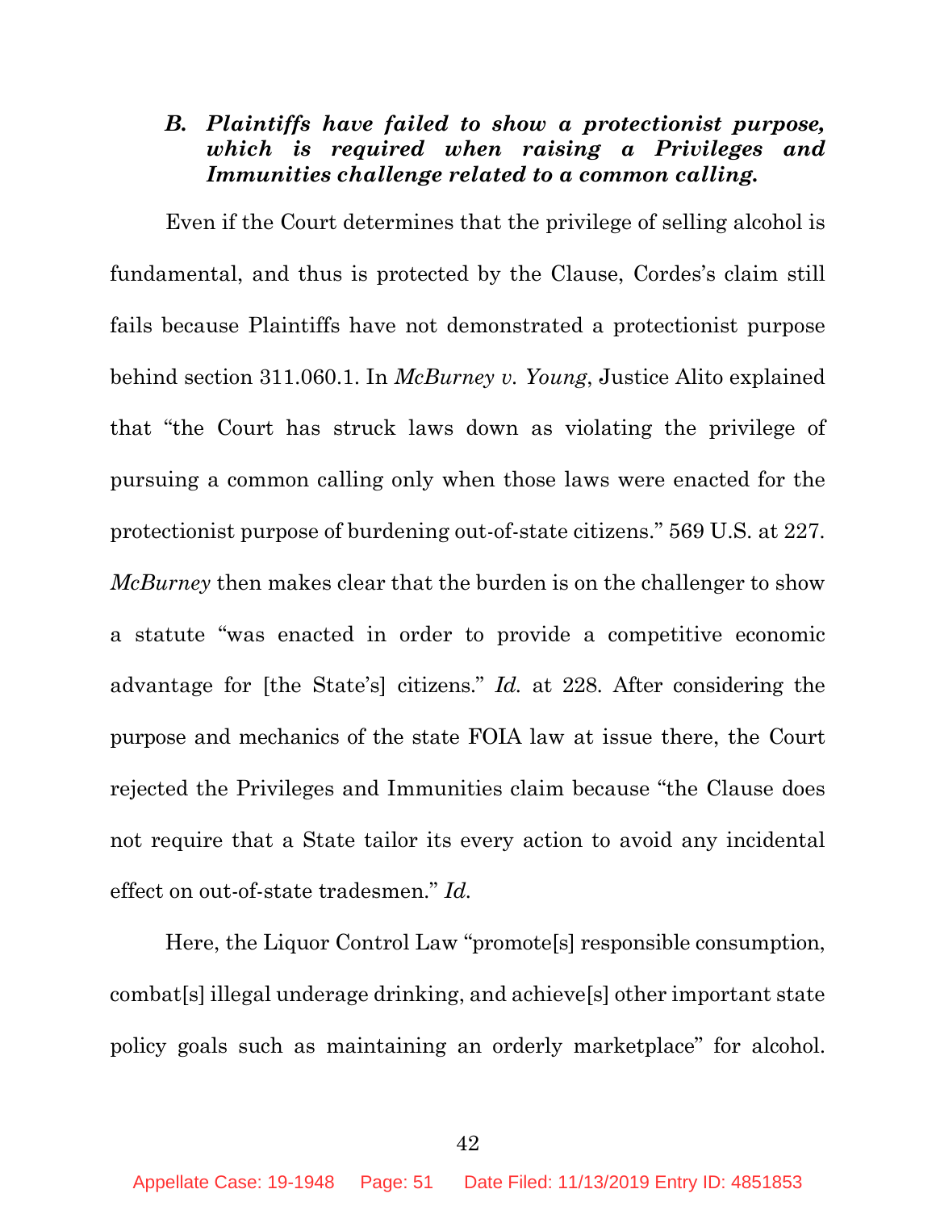### *B. Plaintiffs have failed to show a protectionist purpose, which is required when raising a Privileges and Immunities challenge related to a common calling.*

Even if the Court determines that the privilege of selling alcohol is fundamental, and thus is protected by the Clause, Cordes's claim still fails because Plaintiffs have not demonstrated a protectionist purpose behind section 311.060.1. In *McBurney v. Young*, Justice Alito explained that "the Court has struck laws down as violating the privilege of pursuing a common calling only when those laws were enacted for the protectionist purpose of burdening out-of-state citizens." 569 U.S. at 227. *McBurney* then makes clear that the burden is on the challenger to show a statute "was enacted in order to provide a competitive economic advantage for [the State's] citizens." *Id.* at 228. After considering the purpose and mechanics of the state FOIA law at issue there, the Court rejected the Privileges and Immunities claim because "the Clause does not require that a State tailor its every action to avoid any incidental effect on out-of-state tradesmen." *Id.*

Here, the Liquor Control Law "promote[s] responsible consumption, combat[s] illegal underage drinking, and achieve[s] other important state policy goals such as maintaining an orderly marketplace" for alcohol.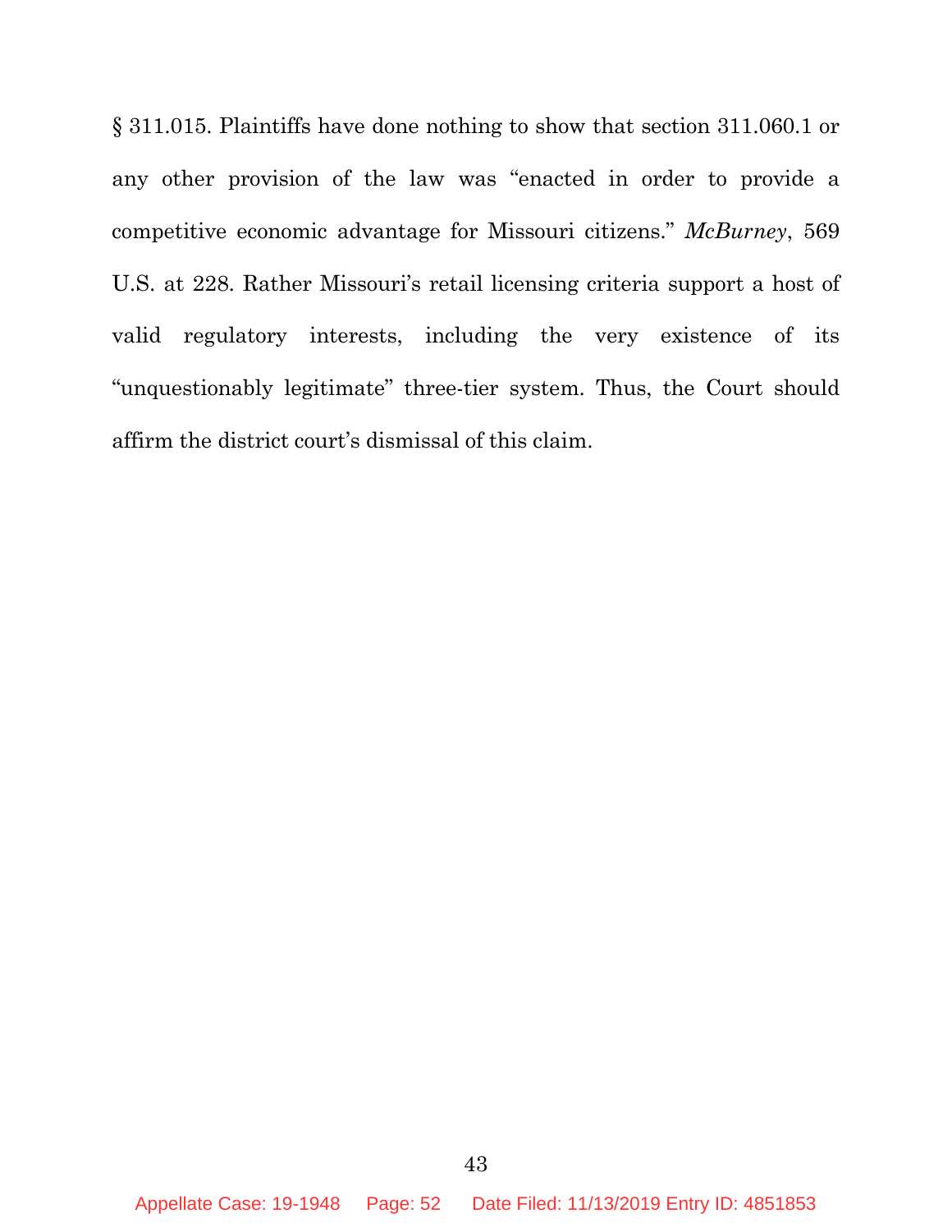§ 311.015. Plaintiffs have done nothing to show that section 311.060.1 or any other provision of the law was "enacted in order to provide a competitive economic advantage for Missouri citizens." *McBurney*, 569 U.S. at 228. Rather Missouri's retail licensing criteria support a host of valid regulatory interests, including the very existence of its "unquestionably legitimate" three-tier system. Thus, the Court should affirm the district court's dismissal of this claim.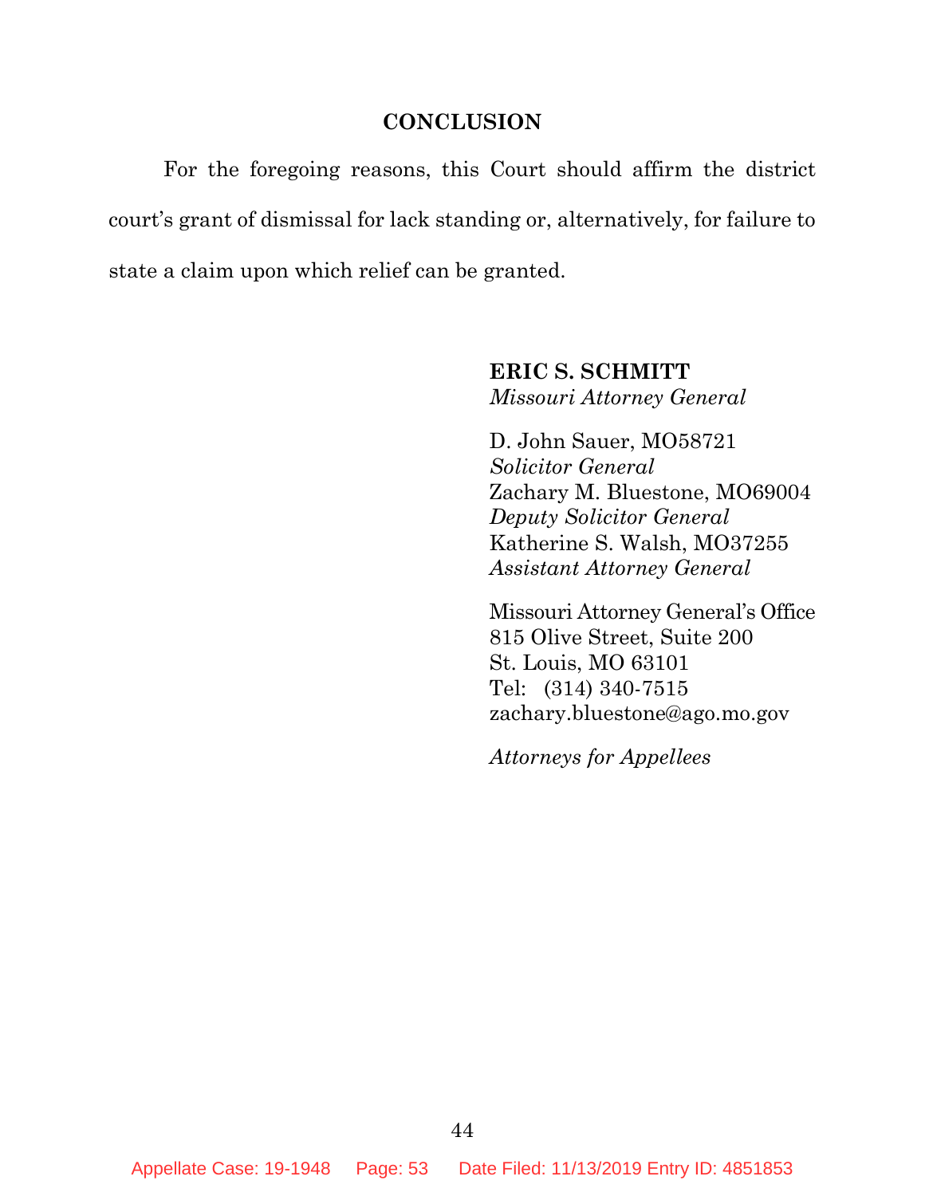## CONCLUSION

For the foregoing reasons, this Court should affirm the district court's grant of dismissal for lack standing or, alternatively, for failure to state a claim upon which relief can be granted.

**ERIC S. SCHMITT**
*Missouri Attorney General*

D. John Sauer, MO58721
*Solicitor General*
Zachary M. Bluestone, MO69004
*Deputy Solicitor General*
Katherine S. Walsh, MO37255
*Assistant Attorney General*

Missouri Attorney General's Office
815 Olive Street, Suite 200
St. Louis, MO 63101
Tel: (314) 340-7515
zachary.bluestone@ago.mo.gov

*Attorneys for Appellees*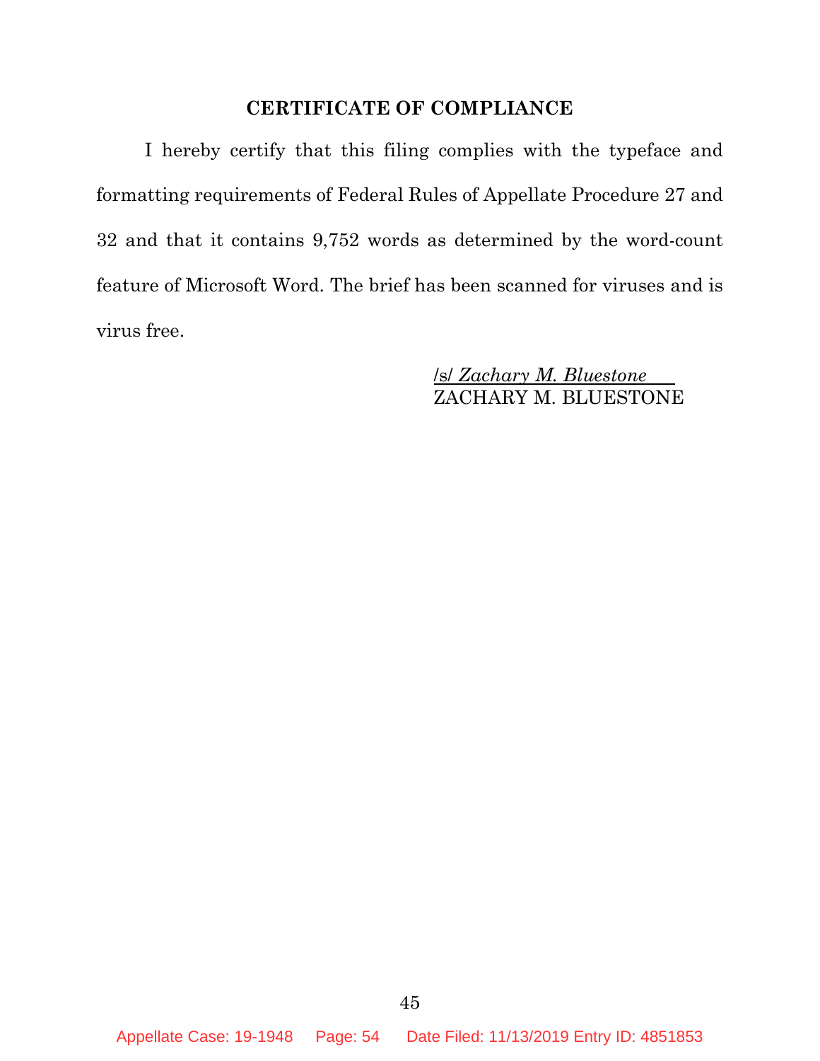## CERTIFICATE OF COMPLIANCE

I hereby certify that this filing complies with the typeface and formatting requirements of Federal Rules of Appellate Procedure 27 and 32 and that it contains 9,752 words as determined by the word-count feature of Microsoft Word. The brief has been scanned for viruses and is virus free.

/s/ *Zachary M. Bluestone*
ZACHARY M. BLUESTONE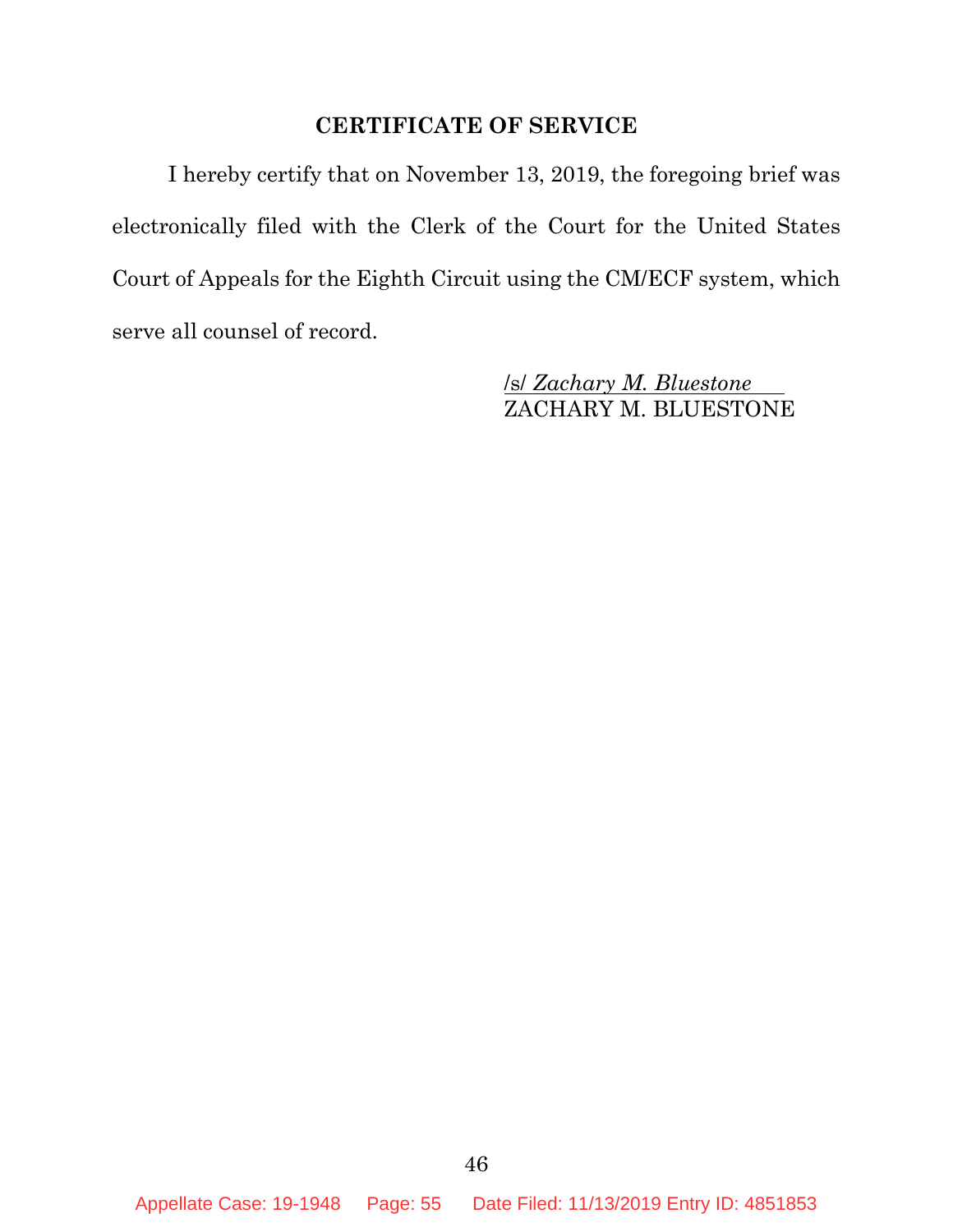## CERTIFICATE OF SERVICE

I hereby certify that on November 13, 2019, the foregoing brief was electronically filed with the Clerk of the Court for the United States Court of Appeals for the Eighth Circuit using the CM/ECF system, which serve all counsel of record.

/s/ *Zachary M. Bluestone*
ZACHARY M. BLUESTONE